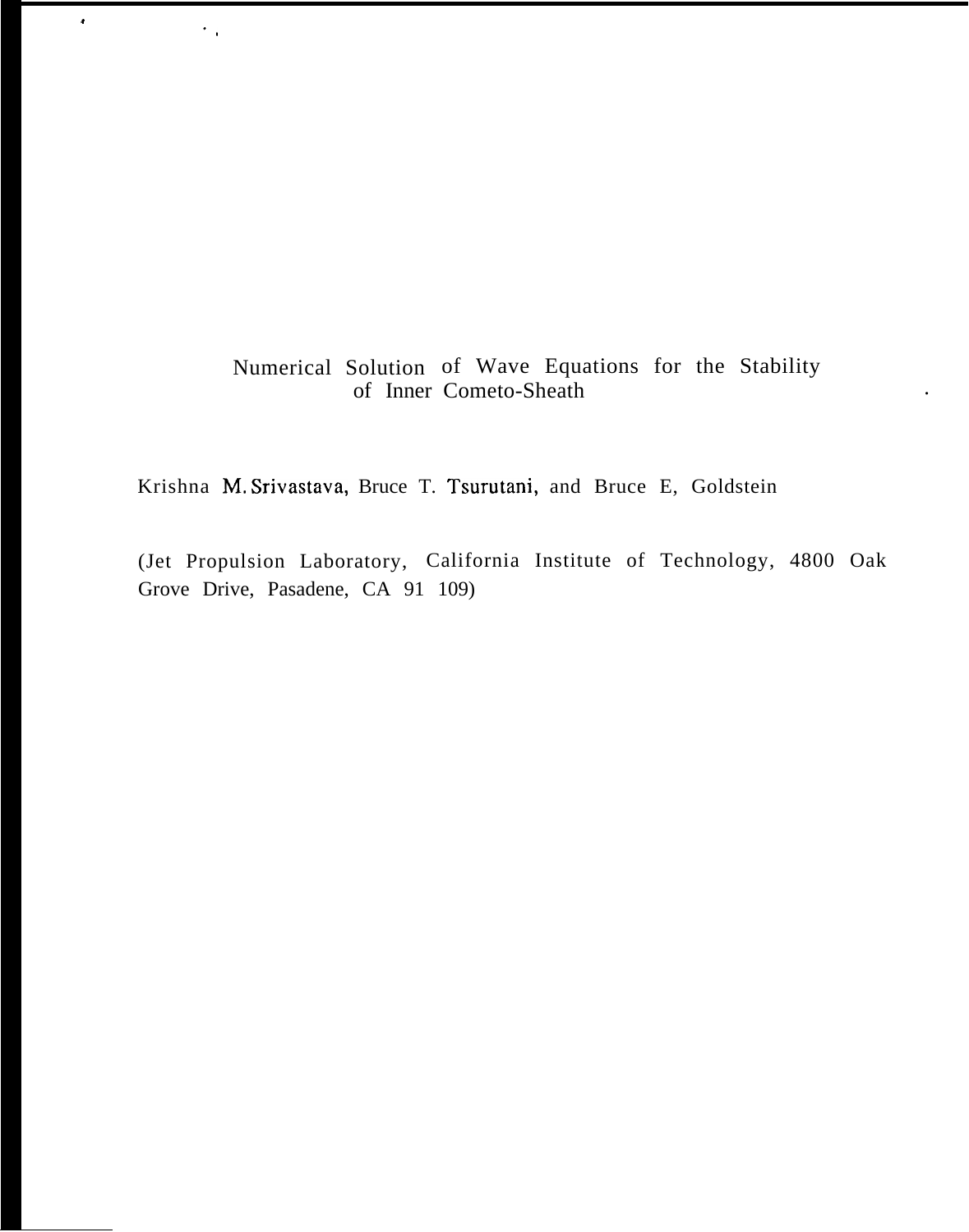# Numerical Solution of Wave Equations for the Stability of Inner Cometo-Sheath

Krishna M. Srivastava, Bruce T. Tsurutani, and Bruce E, Goldstein

(Jet Propulsion Laboratory, California Institute of Technology, 4800 Oak Grove Drive, Pasadene, CA 91 109)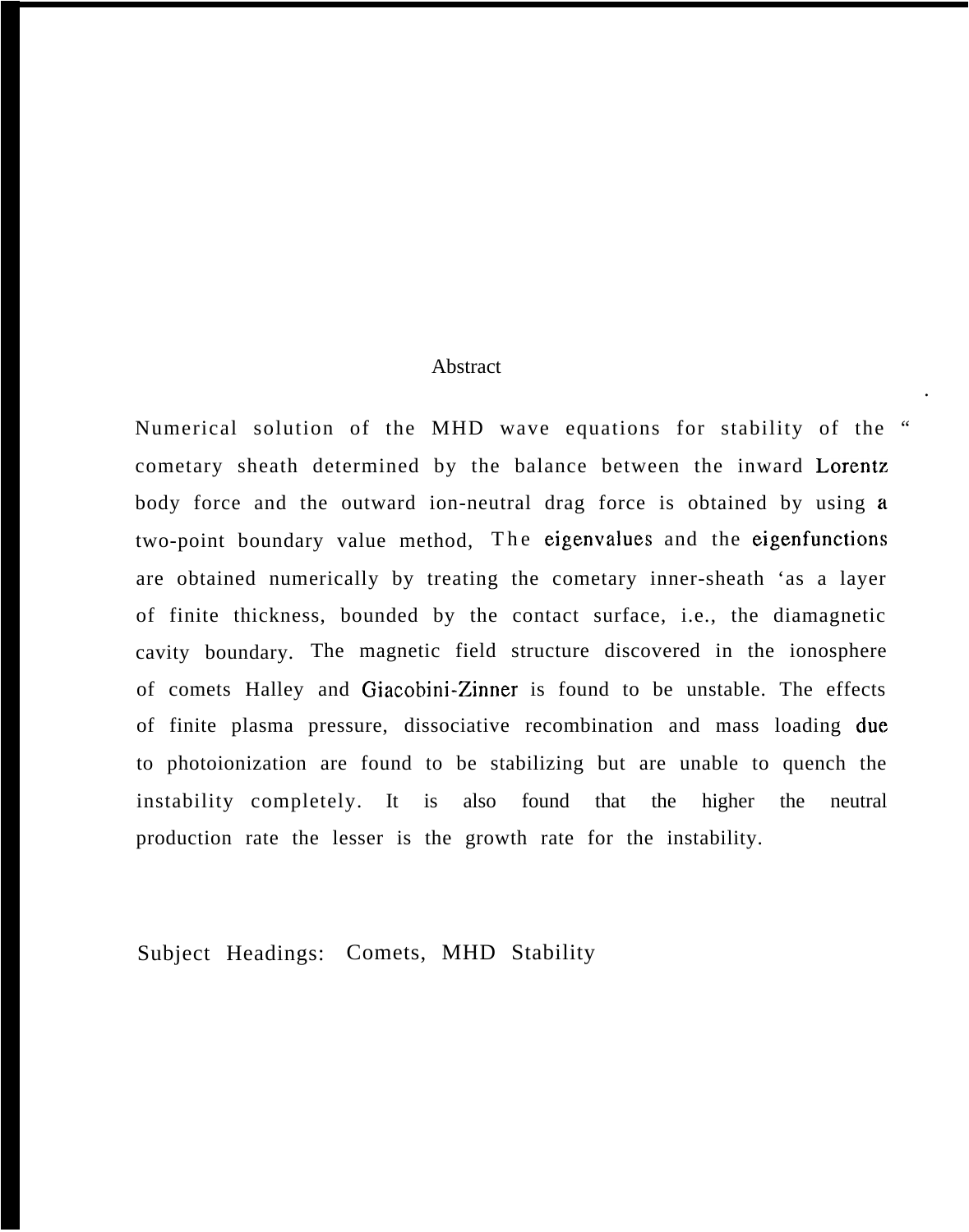## Abstract

Numerical solution of the MHD wave equations for stability of the cometary sheath determined by the balance between the inward Lorentz body force and the outward ion-neutral drag force is obtained by using a two-point boundary value method, The eigenvalues and the eigenfunctions are obtained numerically by treating the cometary inner-sheath as a layer of finite thickness, bounded by the contact surface, i.e., the diamagnetic cavity boundary. The magnetic field structure discovered in the ionosphere of comets Halley and Giacobini-Zinner is found to be unstable. The effects of finite plasma pressure, dissociative recombination and mass loading due to photoionization are found to be stabilizing but are unable to quench the instability completely. It is also found that the higher the neutral production rate the lesser is the growth rate for the instability.

Subject Headings: Comets, MHD Stability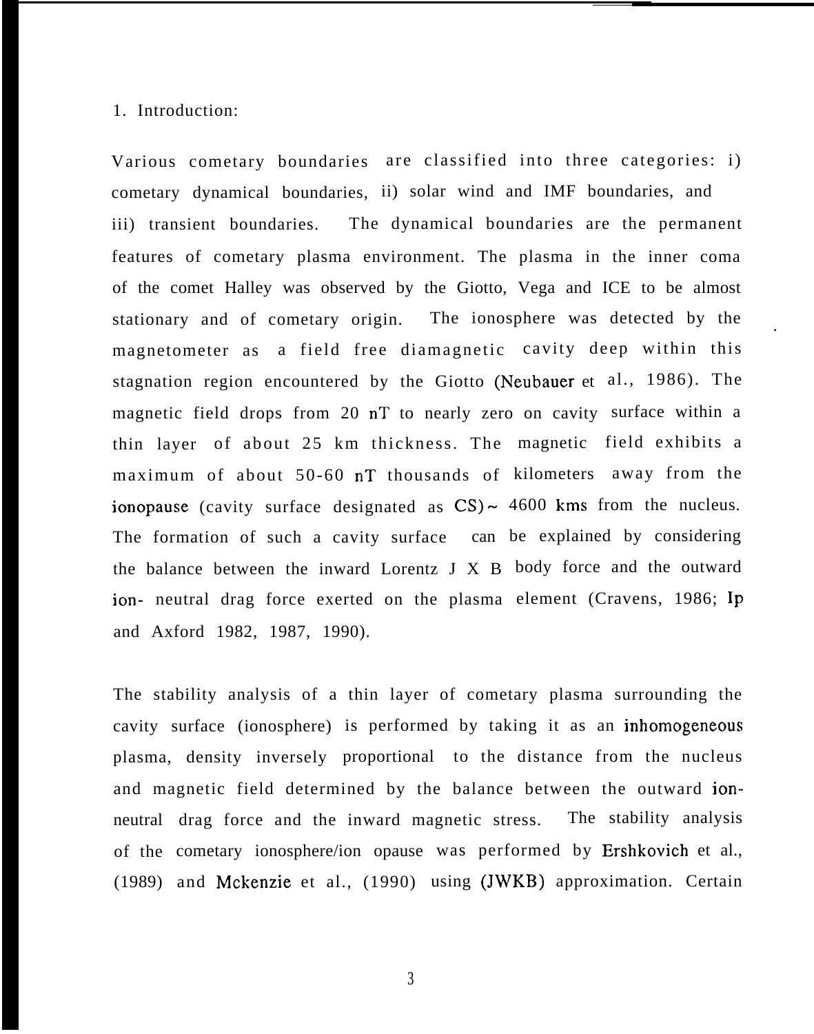## 1. Introduction:

Various cometary boundaries are classified into three categories: i) cometary dynamical boundaries, ii) solar wind and IMF boundaries, and iii) transient boundaries. The dynamical boundaries are the permanent features of cometary plasma environment. The plasma in the inner coma of the comet Halley was observed by the Giotto, Vega and ICE to be almost stationary and of cometary origin. The ionosphere was detected by the magnetometer as a field free diamagnetic cavity deep within this stagnation region encountered by the Giotto (Neubauer et al., 1986). The magnetic field drops from 20 nT to nearly zero on cavity surface within a thin layer of about 25 km thickness. The magnetic field exhibits a maximum of about 50-60 nT thousands of kilometers away from the ionopause (cavity surface designated as CS) ~ 4600 kms from the nucleus. The formation of such a cavity surface can be explained by considering the balance between the inward Lorentz J X B body force and the outward ion- neutral drag force exerted on the plasma element (Cravens, 1986; Ip and Axford 1982, 1987, 1990).

The stability analysis of a thin layer of cometary plasma surrounding the cavity surface (ionosphere) is performed by taking it as an inhomogeneous plasma, density inversely proportional to the distance from the nucleus and magnetic field determined by the balance between the outward ion-neutral drag force and the inward magnetic stress. The stability analysis of the cometary ionosphere/ion opause was performed by Ershkovich et al., (1989) and Mckenzie et al., (1990) using (JWKB) approximation. Certain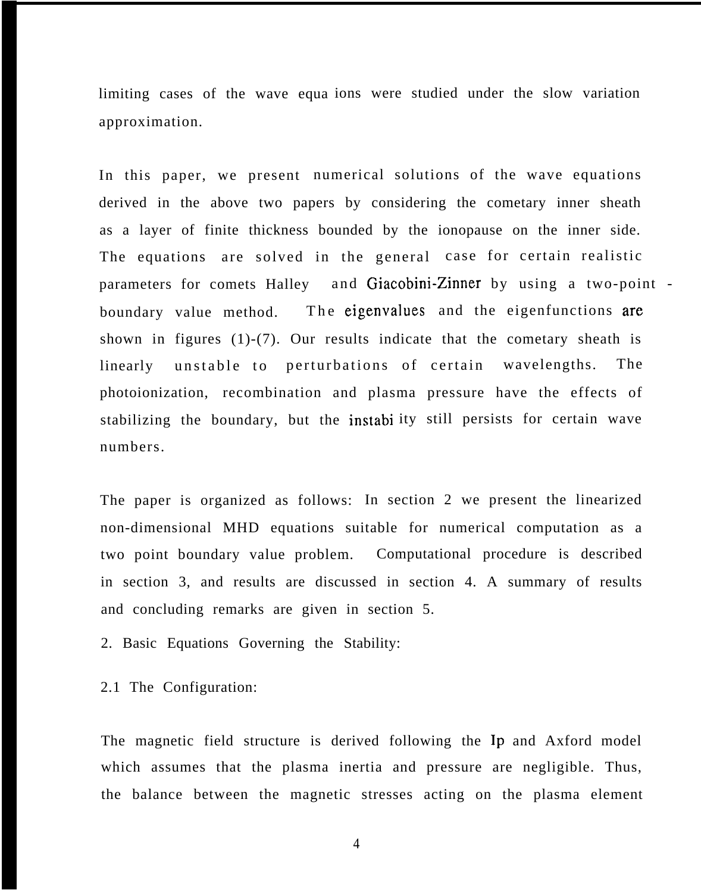limiting cases of the wave equa ions were studied under the slow variation approximation.

In this paper, we present numerical solutions of the wave equations derived in the above two papers by considering the cometary inner sheath as a layer of finite thickness bounded by the ionopause on the inner side. The equations are solved in the general case for certain realistic parameters for comets Halley and Giacobini-Zinner by using a two-point - boundary value method. The eigenvalues and the eigenfunctions are shown in figures (1)-(7). Our results indicate that the cometary sheath is linearly unstable to perturbations of certain wavelengths. The photoionization, recombination and plasma pressure have the effects of stabilizing the boundary, but the instabi ity still persists for certain wave numbers.

The paper is organized as follows: In section 2 we present the linearized non-dimensional MHD equations suitable for numerical computation as a two point boundary value problem. Computational procedure is described in section 3, and results are discussed in section 4. A summary of results and concluding remarks are given in section 5.

## 2. Basic Equations Governing the Stability:

### 2.1 The Configuration:

The magnetic field structure is derived following the Ip and Axford model which assumes that the plasma inertia and pressure are negligible. Thus, the balance between the magnetic stresses acting on the plasma element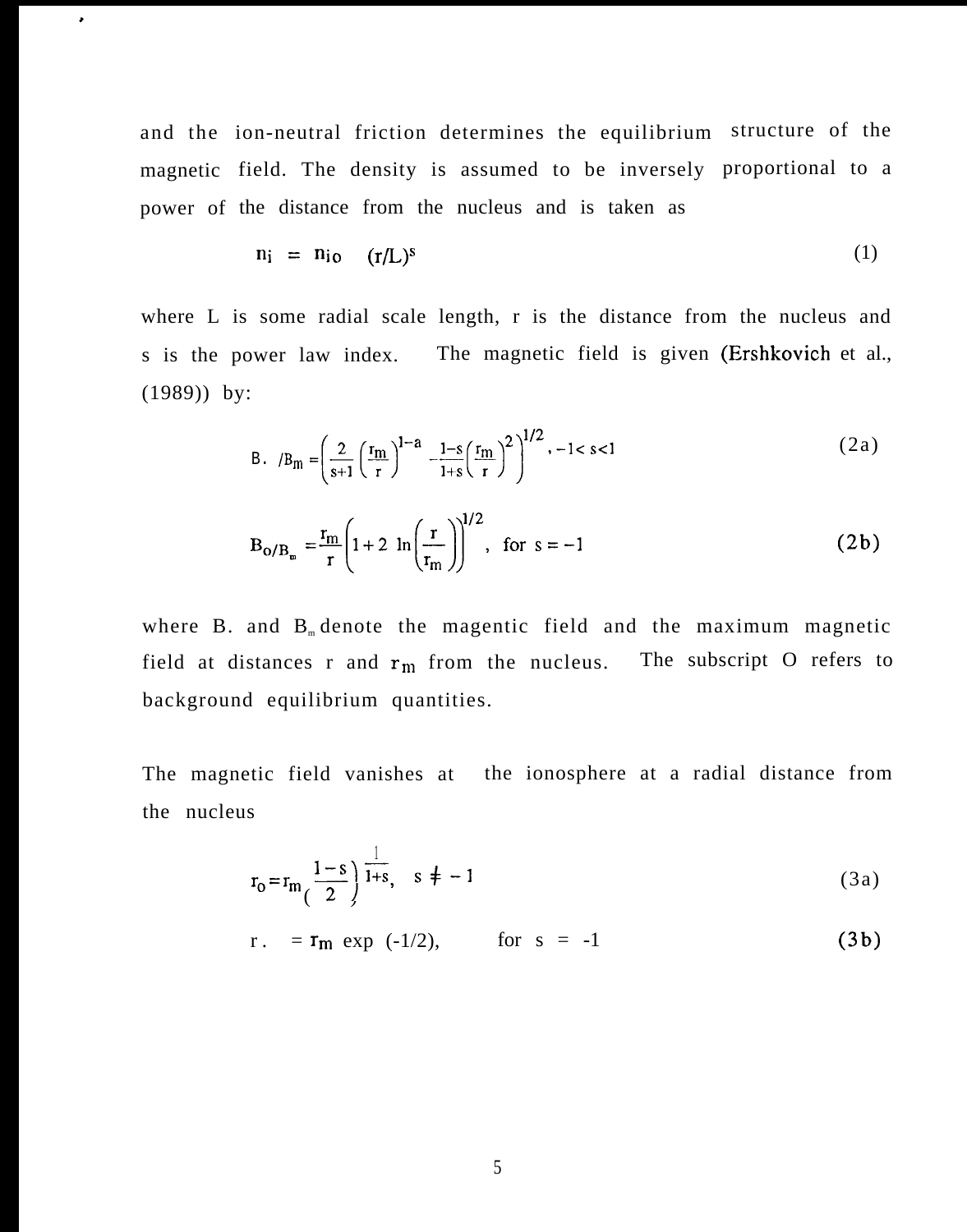and the ion-neutral friction determines the equilibrium structure of the magnetic field. The density is assumed to be inversely proportional to a power of the distance from the nucleus and is taken as

$$n_i = n_{io} \quad (r/L)^s \tag{1}$$

where L is some radial scale length, r is the distance from the nucleus and s is the power law index. The magnetic field is given (Ershkovich et al., (1989)) by:

$$B_o/B_m = \left( \frac{2}{s+1} \left( \frac{r_m}{r} \right)^{1-s} - \frac{1-s}{1+s} \left( \frac{r_m}{r} \right)^2 \right)^{1/2}, \; -1 < s < 1 \tag{2a}$$

$$B_o/B_m = \frac{r_m}{r} \left( 1 + 2 \ln \left( \frac{r}{r_m} \right) \right)^{1/2}, \; \text{for } s = -1 \tag{2b}$$

where $B_o$ and $B_m$ denote the magentic field and the maximum magnetic field at distances r and $r_m$ from the nucleus. The subscript O refers to background equilibrium quantities.

The magnetic field vanishes at the ionosphere at a radial distance from the nucleus

$$r_o = r_m \left( \frac{1-s}{2} \right)^{\frac{1}{1+s}}, \quad s \neq -1 \tag{3a}$$

$$r_o = r_m \exp(-1/2), \qquad \text{for } s = -1 \tag{3b}$$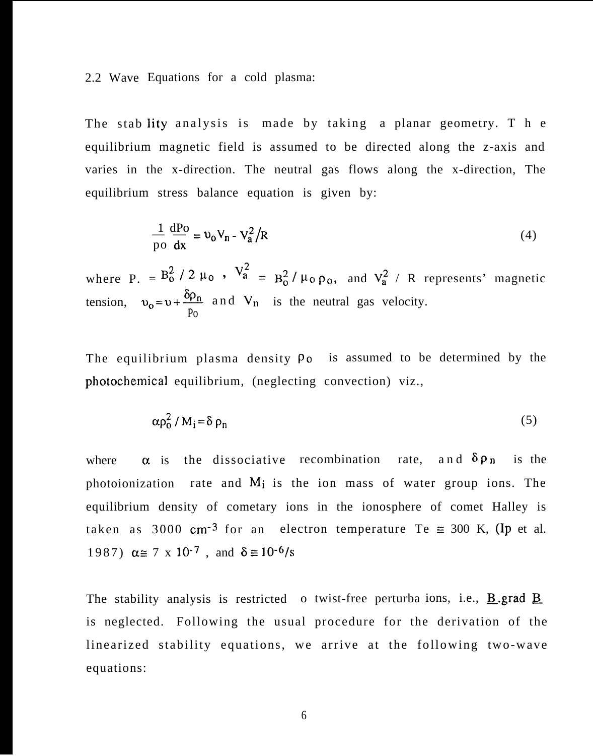## 2.2 Wave Equations for a cold plasma:

The stab lity analysis is made by taking a planar geometry. T h e equilibrium magnetic field is assumed to be directed along the z-axis and varies in the x-direction. The neutral gas flows along the x-direction, The equilibrium stress balance equation is given by:

$$\frac{1}{\rho o}\frac{dPo}{dx} = \upsilon_o V_n - V_a^2/R \tag{4}$$

where P. $= B_o^2 / 2\,\mu_o$ , $V_a^2 = B_o^2/\mu_o\,\rho_o$, and $V_a^2$ / R represents' magnetic tension, $\upsilon_o = \upsilon + \frac{\delta\rho_n}{\rho_o}$ and $V_n$ is the neutral gas velocity.

The equilibrium plasma density $\rho_o$ is assumed to be determined by the photochemical equilibrium, (neglecting convection) viz.,

$$\alpha\rho_o^2 / M_i = \delta\,\rho_n \tag{5}$$

where $\alpha$ is the dissociative recombination rate, and $\delta\rho_n$ is the photoionization rate and $M_i$ is the ion mass of water group ions. The equilibrium density of cometary ions in the ionosphere of comet Halley is taken as 3000 $cm^{-3}$ for an electron temperature Te $\cong$ 300 K, (Ip et al. 1987) $\alpha \cong 7 \times 10^{-7}$ , and $\delta \cong 10^{-6}/s$

The stability analysis is restricted o twist-free perturba ions, i.e., **B**.grad **B** is neglected. Following the usual procedure for the derivation of the linearized stability equations, we arrive at the following two-wave equations: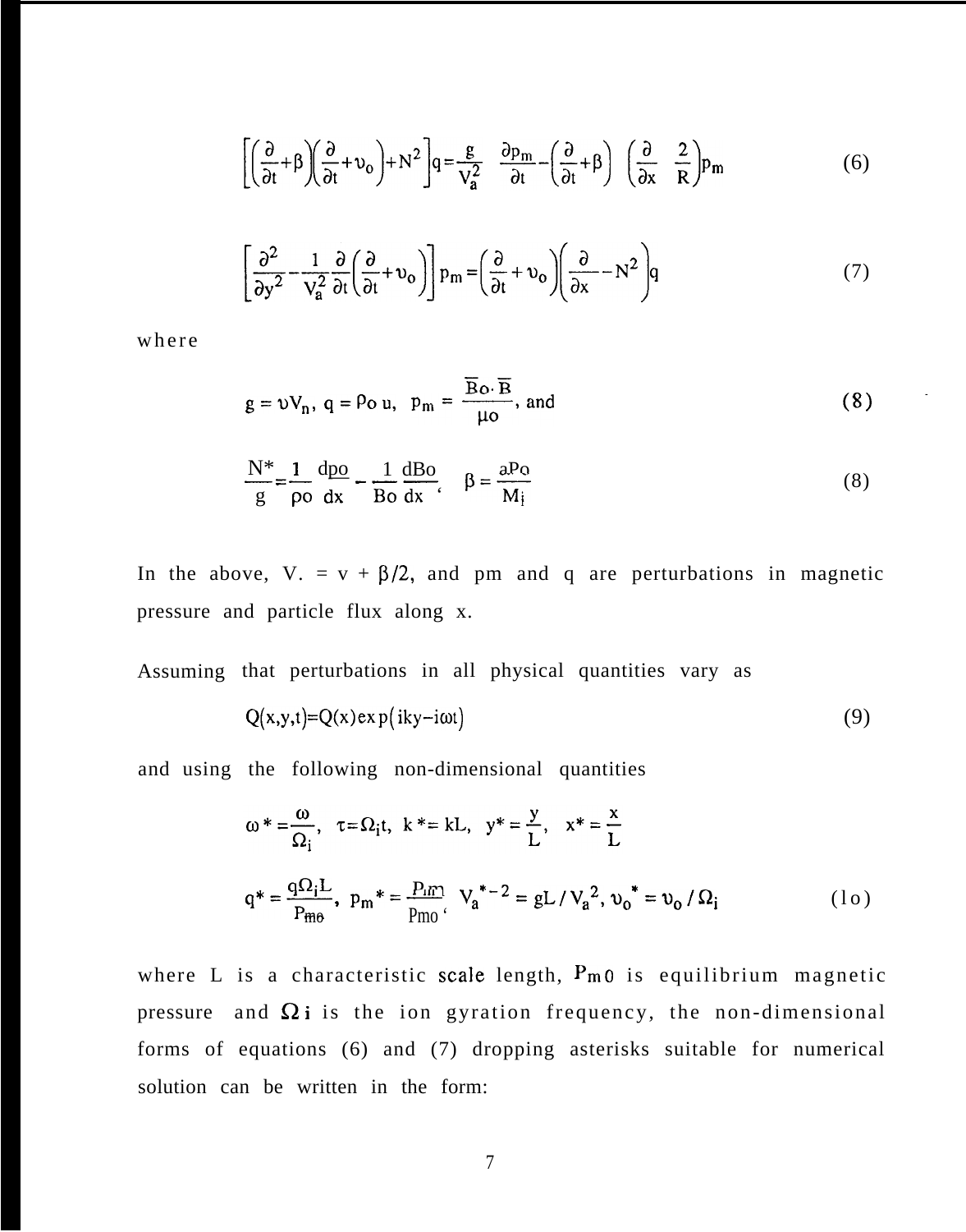$$\left[\left(\frac{\partial}{\partial t}+\beta\right)\left(\frac{\partial}{\partial t}+\upsilon_o\right)+N^2\right]q=\frac{g}{V_a^2}\quad\frac{\partial p_m}{\partial t}-\left(\frac{\partial}{\partial t}+\beta\right)\ \left(\frac{\partial}{\partial x}\quad\frac{2}{R}\right)p_m \tag{6}$$

$$\left[\frac{\partial^2}{\partial y^2}-\frac{1}{V_a^2}\frac{\partial}{\partial t}\left(\frac{\partial}{\partial t}+\upsilon_o\right)\right]p_m=\left(\frac{\partial}{\partial t}+\upsilon_o\right)\left(\frac{\partial}{\partial x}-N^2\right)q \tag{7}$$

where

$$g=\upsilon V_n,\ q=\rho_o u,\ \ p_m=\frac{\overline{B}o\cdot\overline{B}}{\mu o},\ \text{and} \tag{8}$$

$$\frac{N^*}{g}=\frac{1}{\rho o}\frac{d\rho o}{dx}-\frac{1}{Bo}\frac{dBo}{dx},\quad \beta=\frac{a\rho_o}{M_i} \tag{8}$$

In the above, V. = $v+\beta/2$, and pm and q are perturbations in magnetic pressure and particle flux along x.

Assuming that perturbations in all physical quantities vary as

$$Q(x,y,t)=Q(x)\exp\left(iky-i\omega t\right) \tag{9}$$

and using the following non-dimensional quantities

$$\omega^*=\frac{\omega}{\Omega_i},\quad \tau=\Omega_i t,\ \ k^*=kL,\ \ y^*=\frac{y}{L},\quad x^*=\frac{x}{L}$$

$$q^*=\frac{q\Omega_i L}{P_{mo}},\ \ p_m{}^*=\frac{p_m}{P_{mo}},\ \ V_a{}^{*-2}=gL/V_a{}^2,\ \upsilon_o{}^*=\upsilon_o/\Omega_i \tag{10}$$

where L is a characteristic scale length, $P_{m0}$ is equilibrium magnetic pressure and $\Omega_i$ is the ion gyration frequency, the non-dimensional forms of equations (6) and (7) dropping asterisks suitable for numerical solution can be written in the form: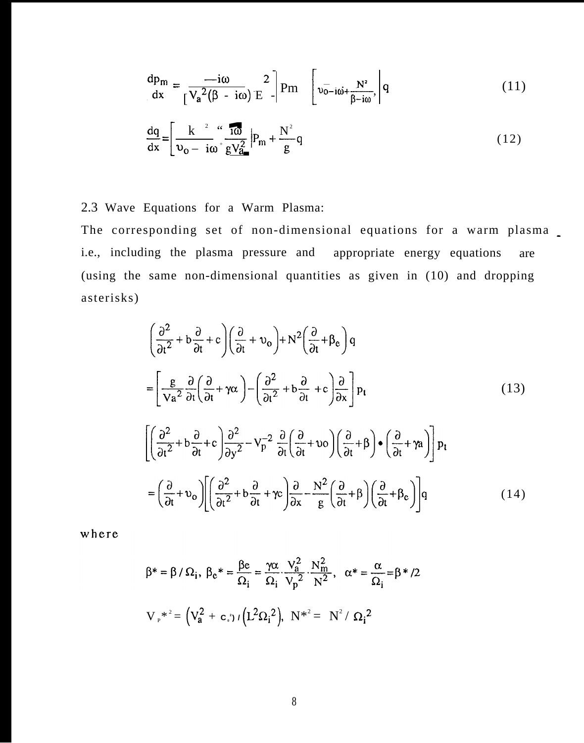$$\frac{dp_m}{dx} = \left[\frac{-i\omega}{V_a^2(\beta - i\omega)} E^2 -\right] P_m \quad \left[\upsilon_0 - i\omega + \frac{N^2}{\beta - i\omega},\right] q \tag{11}$$

$$\frac{dq}{dx} = \left[\frac{k^2}{\upsilon_0 - i\omega} + \frac{i\omega}{gV_a^2}\right] P_m + \frac{N^2}{g} q \tag{12}$$

2.3 Wave Equations for a Warm Plasma:

The corresponding set of non-dimensional equations for a warm plasma i.e., including the plasma pressure and appropriate energy equations are (using the same non-dimensional quantities as given in (10) and dropping asterisks)

$$\left(\frac{\partial^2}{\partial t^2} + b\frac{\partial}{\partial t} + c\right)\left(\frac{\partial}{\partial t} + \upsilon_o\right) + N^2\left(\frac{\partial}{\partial t} + \beta_e\right) q$$

$$= \left[\frac{g}{Va^2}\frac{\partial}{\partial t}\left(\frac{\partial}{\partial t} + \gamma\alpha\right) - \left(\frac{\partial^2}{\partial t^2} + b\frac{\partial}{\partial t} + c\right)\frac{\partial}{\partial x}\right] p_t \tag{13}$$

$$\left[\left(\frac{\partial^2}{\partial t^2} + b\frac{\partial}{\partial t} + c\right)\frac{\partial^2}{\partial y^2} - V_p^{-2}\frac{\partial}{\partial t}\left(\frac{\partial}{\partial t} + \upsilon o\right)\left(\frac{\partial}{\partial t} + \beta\right) \bullet \left(\frac{\partial}{\partial t} + \gamma a\right)\right] p_t$$

$$= \left(\frac{\partial}{\partial t} + \upsilon_o\right)\left[\left(\frac{\partial^2}{\partial t^2} + b\frac{\partial}{\partial t} + \gamma c\right)\frac{\partial}{\partial x} - \frac{N^2}{g}\left(\frac{\partial}{\partial t} + \beta\right)\left(\frac{\partial}{\partial t} + \beta_e\right)\right] q \tag{14}$$

where

$$\beta^* = \beta / \Omega_i,\ \beta_e^* = \frac{\beta e}{\Omega_i} = \frac{\gamma\alpha}{\Omega_i} \cdot \frac{V_a^2}{V_p^2} \cdot \frac{N_m^2}{N^2},\quad \alpha^* = \frac{\alpha}{\Omega_i} = \beta^*/2$$

$$V_P^{*2} = \left(V_a^2 + c_o^2\right) / \left(L^2\Omega_i^2\right),\quad N^{*2} = N^2 / \Omega_i^2$$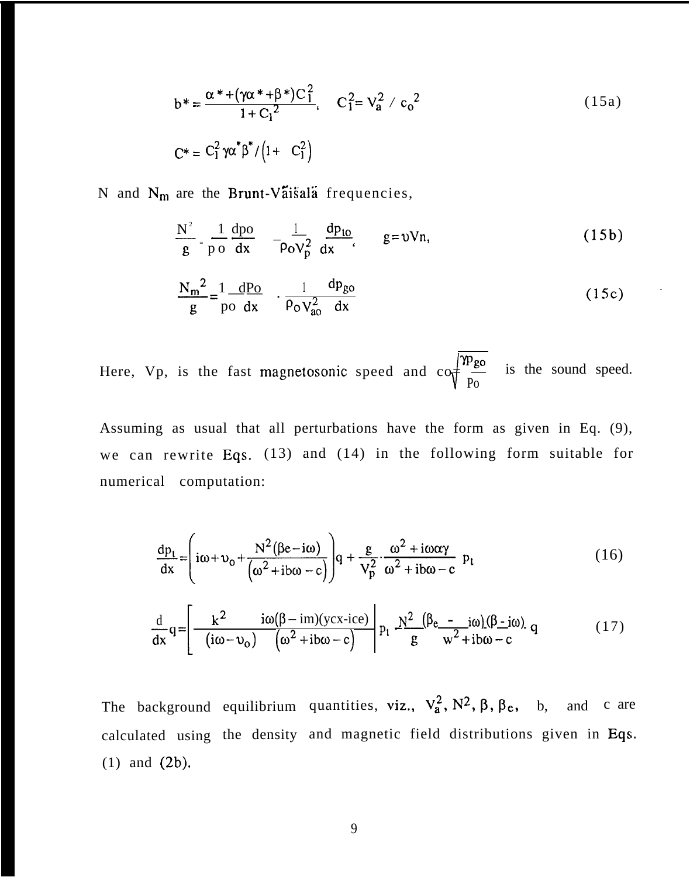$$b^* = \frac{\alpha^* + (\gamma\alpha^* + \beta^*)C_1^2}{1 + C_1^2}, \quad C_1^2 = V_a^2 / c_o^2 \tag{15a}$$

$$C^* = C_1^2 \gamma\alpha^* \beta^* / \left(1 + C_1^2\right)$$

N and $N_m$ are the Brunt-Väisälä frequencies,

$$\frac{N^2}{g} = \frac{1}{\rho_o}\frac{d\rho_o}{dx} - \frac{1}{\rho_o V_p^2}\frac{dp_{to}}{dx}, \qquad g = \upsilon V n, \tag{15b}$$

$$\frac{N_m^2}{g} = \frac{1}{\rho_o}\frac{d\rho_o}{dx} - \frac{1}{\rho_o V_{ao}^2}\frac{dp_{go}}{dx} \tag{15c}$$

Here, $V_p$, is the fast magnetosonic speed and $c_o = \sqrt{\frac{\gamma p_{go}}{\rho_o}}$ is the sound speed.

Assuming as usual that all perturbations have the form as given in Eq. (9), we can rewrite Eqs. (13) and (14) in the following form suitable for numerical computation:

$$\frac{dp_t}{dx} = \left(i\omega + \upsilon_o + \frac{N^2(\beta e - i\omega)}{\left(\omega^2 + ib\omega - c\right)}\right)q + \frac{g}{V_p^2}\cdot\frac{\omega^2 + i\omega\alpha\gamma}{\omega^2 + ib\omega - c}\, p_t \tag{16}$$

$$\frac{d}{dx}q = \left[\frac{k^2}{(i\omega - \upsilon_o)} - \frac{i\omega(\beta - im)(\gamma\alpha - i\omega)}{\left(\omega^2 + ib\omega - c\right)}\right] p_t - \frac{N^2}{g}\frac{(\beta_e - i\omega)(\beta - i\omega)}{\omega^2 + ib\omega - c}\, q \tag{17}$$

The background equilibrium quantities, viz., $V_a^2, N^2, \beta, \beta_e$, b, and c are calculated using the density and magnetic field distributions given in Eqs. (1) and (2b).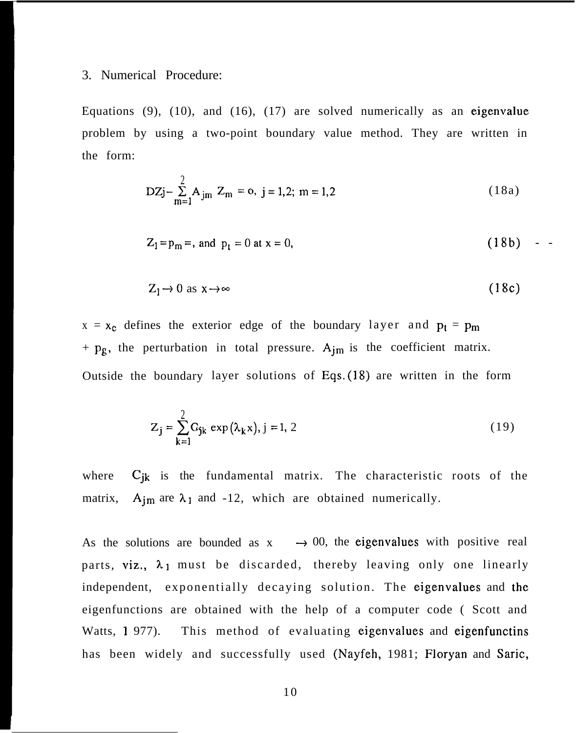3. Numerical Procedure:

Equations (9), (10), and (16), (17) are solved numerically as an eigenvalue problem by using a two-point boundary value method. They are written in the form:

$$DZj - \sum_{m=1}^{2} A_{jm} Z_m = o, \; j = 1,2; \; m = 1,2 \tag{18a}$$

$$Z_1 = p_m =, \text{ and } p_t = 0 \text{ at } x = 0, \tag{18b}$$

$$Z_1 \rightarrow 0 \text{ as } x \rightarrow \infty \tag{18c}$$

$x = x_c$ defines the exterior edge of the boundary layer and $p_t = p_m + p_g$, the perturbation in total pressure. $A_{jm}$ is the coefficient matrix. Outside the boundary layer solutions of Eqs.(18) are written in the form

$$Z_j = \sum_{k=1}^{2} C_{jk} \exp(\lambda_k x), \; j = 1, 2 \tag{19}$$

where $C_{jk}$ is the fundamental matrix. The characteristic roots of the matrix, $A_{jm}$ are $\lambda_1$ and -12, which are obtained numerically.

As the solutions are bounded as x $\rightarrow$ 00, the eigenvalues with positive real parts, viz., $\lambda_1$ must be discarded, thereby leaving only one linearly independent, exponentially decaying solution. The eigenvalues and the eigenfunctions are obtained with the help of a computer code ( Scott and Watts, 1 977). This method of evaluating eigenvalues and eigenfunctins has been widely and successfully used (Nayfeh, 1981; Floryan and Saric,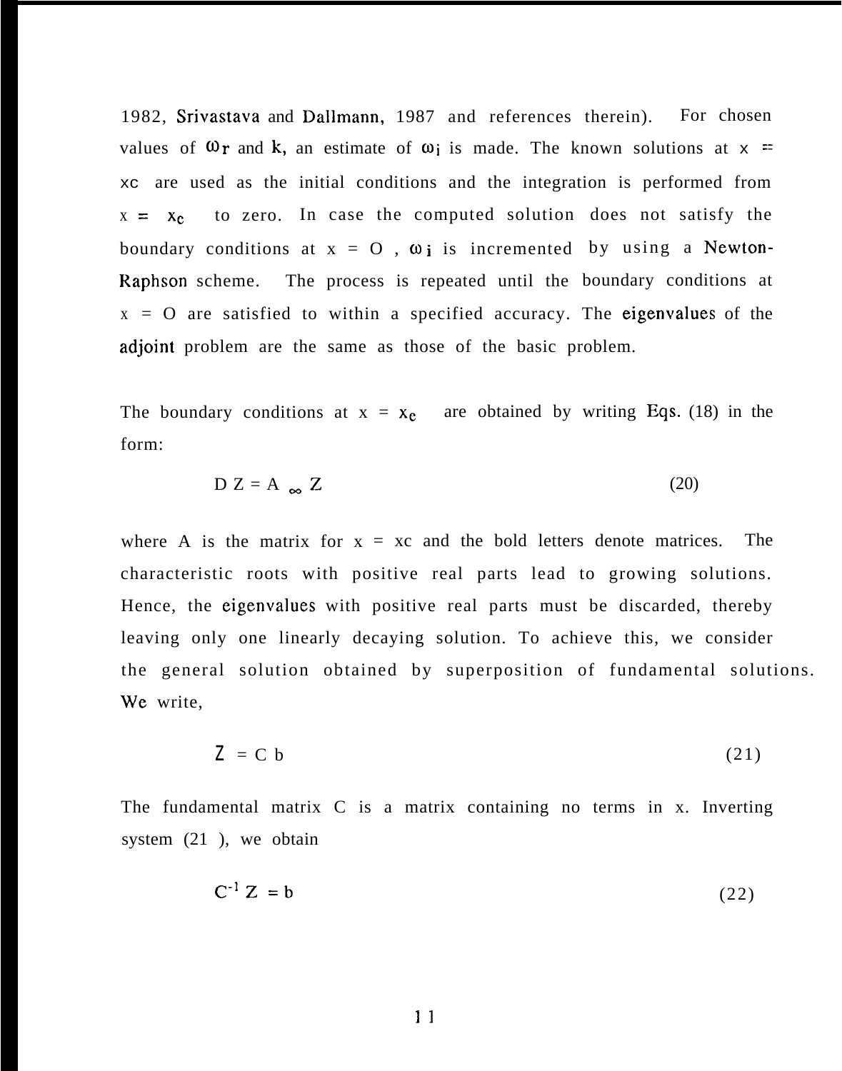1982, Srivastava and Dallmann, 1987 and references therein). For chosen values of $\omega_r$ and $k$, an estimate of $\omega_i$ is made. The known solutions at $x = x_c$ are used as the initial conditions and the integration is performed from $x = x_c$ to zero. In case the computed solution does not satisfy the boundary conditions at $x = 0$, $\omega_i$ is incremented by using a Newton-Raphson scheme. The process is repeated until the boundary conditions at $x = 0$ are satisfied to within a specified accuracy. The eigenvalues of the adjoint problem are the same as those of the basic problem.

The boundary conditions at $x = x_c$ are obtained by writing Eqs. (18) in the form:

$$D\,\mathbf{Z} = \mathbf{A}_{\infty}\,\mathbf{Z} \tag{20}$$

where A is the matrix for $x = x_c$ and the bold letters denote matrices. The characteristic roots with positive real parts lead to growing solutions. Hence, the eigenvalues with positive real parts must be discarded, thereby leaving only one linearly decaying solution. To achieve this, we consider the general solution obtained by superposition of fundamental solutions. We write,

$$\mathbf{Z} = \mathbf{C}\,\mathbf{b} \tag{21}$$

The fundamental matrix C is a matrix containing no terms in x. Inverting system (21), we obtain

$$\mathbf{C}^{-1}\,\mathbf{Z} = \mathbf{b} \tag{22}$$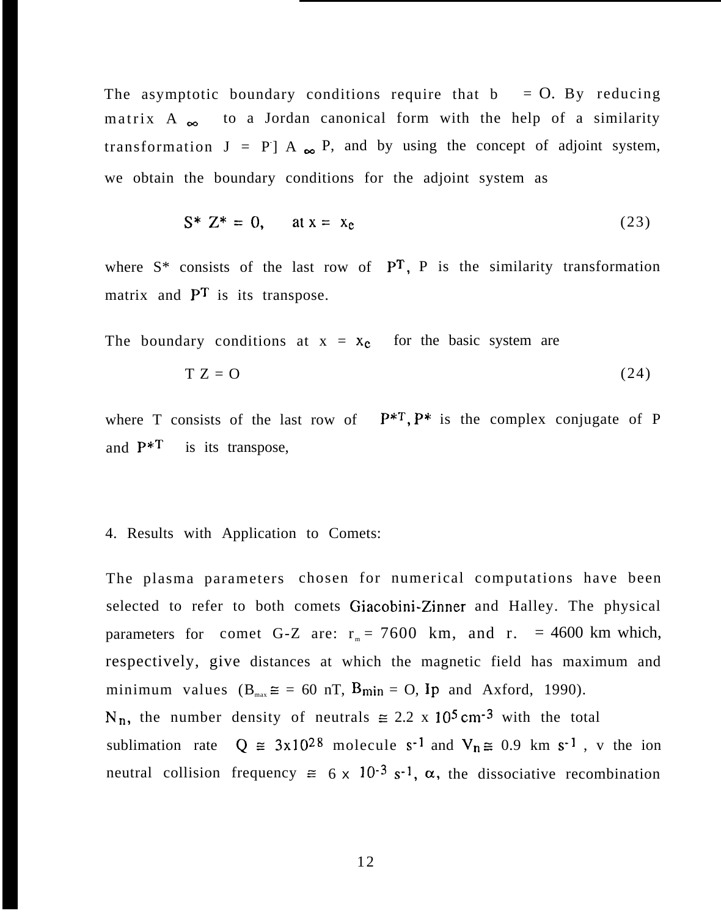The asymptotic boundary conditions require that b $= 0$. By reducing matrix $A_\infty$ to a Jordan canonical form with the help of a similarity transformation $J = P^{-1} A_\infty P$, and by using the concept of adjoint system, we obtain the boundary conditions for the adjoint system as

$$S^* Z^* = 0, \quad \text{at } x = x_c \tag{23}$$

where $S^*$ consists of the last row of $P^T$, P is the similarity transformation matrix and $P^T$ is its transpose.

The boundary conditions at $x = x_c$ for the basic system are

$$T Z = 0 \tag{24}$$

where T consists of the last row of $P^{*T}$, $P^*$ is the complex conjugate of P and $P^{*T}$ is its transpose,

4. Results with Application to Comets:

The plasma parameters chosen for numerical computations have been selected to refer to both comets Giacobini-Zinner and Halley. The physical parameters for comet G-Z are: $r_m = 7600$ km, and $r_o = 4600$ km which, respectively, give distances at which the magnetic field has maximum and minimum values ($B_{max} \cong = 60$ nT, $B_{min} = 0$, Ip and Axford, 1990).
$N_n$, the number density of neutrals $\cong 2.2 \times 10^5\ \text{cm}^{-3}$ with the total sublimation rate $Q \cong 3 \times 10^{28}$ molecule $s^{-1}$ and $V_n \cong 0.9$ km $s^{-1}$, v the ion neutral collision frequency $\cong 6 \times 10^{-3}\ s^{-1}$, $\alpha$, the dissociative recombination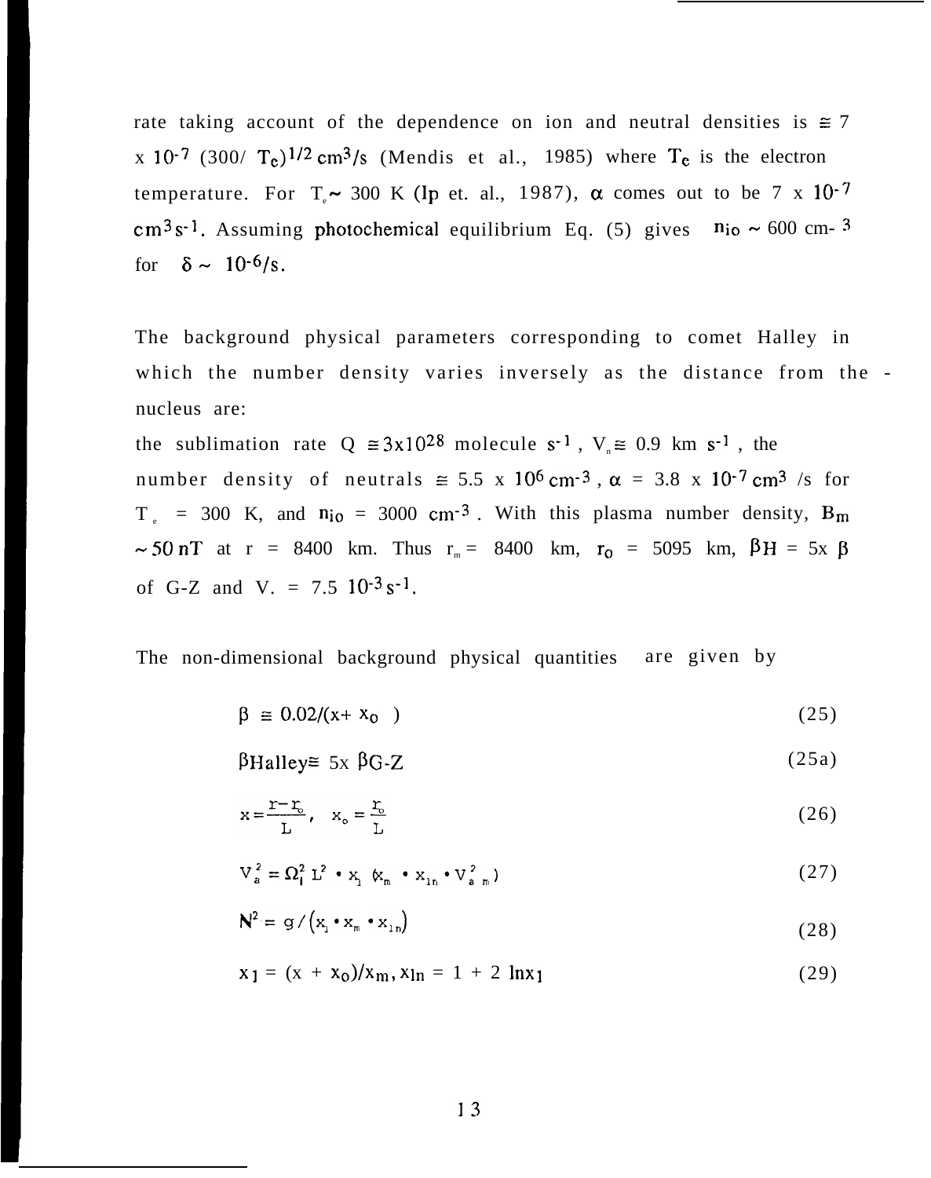rate taking account of the dependence on ion and neutral densities is $\cong 7 \times 10^{-7} (300/T_e)^{1/2}$ $cm^3/s$ (Mendis et al., 1985) where $T_e$ is the electron temperature. For $T_e \sim 300$ K (Ip et. al., 1987), $\alpha$ comes out to be $7 \times 10^{-7}$ $cm^3 s^{-1}$. Assuming photochemical equilibrium Eq. (5) gives $n_{io} \sim 600$ $cm^{-3}$ for $\delta \sim 10^{-6}/s$.

The background physical parameters corresponding to comet Halley in which the number density varies inversely as the distance from the nucleus are:

the sublimation rate $Q \cong 3 \times 10^{28}$ molecule $s^{-1}$, $V_n \cong 0.9$ km $s^{-1}$, the number density of neutrals $\cong 5.5 \times 10^6$ $cm^{-3}$, $\alpha = 3.8 \times 10^{-7}$ $cm^3$/s for $T_e = 300$ K, and $n_{io} = 3000$ $cm^{-3}$. With this plasma number density, $B_m \sim 50$ nT at r = 8400 km. Thus $r_m = 8400$ km, $r_o = 5095$ km, $\beta H = 5 \times \beta$ of G-Z and $V_{.} = 7.5$ $10^{-3} s^{-1}$.

The non-dimensional background physical quantities are given by

$$\beta \cong 0.02/(x + x_o) \tag{25}$$

$$\beta_{Halley} \cong 5 \times \beta_{G\text{-}Z} \tag{25a}$$

$$x = \frac{r - r_o}{L}, \quad x_o = \frac{r_o}{L} \tag{26}$$

$$V_a^2 = \Omega_i^2 L^2 \cdot x_1 (x_m \cdot x_{1n} \cdot V_{a\,m}^2) \tag{27}$$

$$N^2 = g / (x_1 \cdot x_m \cdot x_{1n}) \tag{28}$$

$$x_1 = (x + x_o)/x_m, x_{ln} = 1 + 2 \ln x_1 \tag{29}$$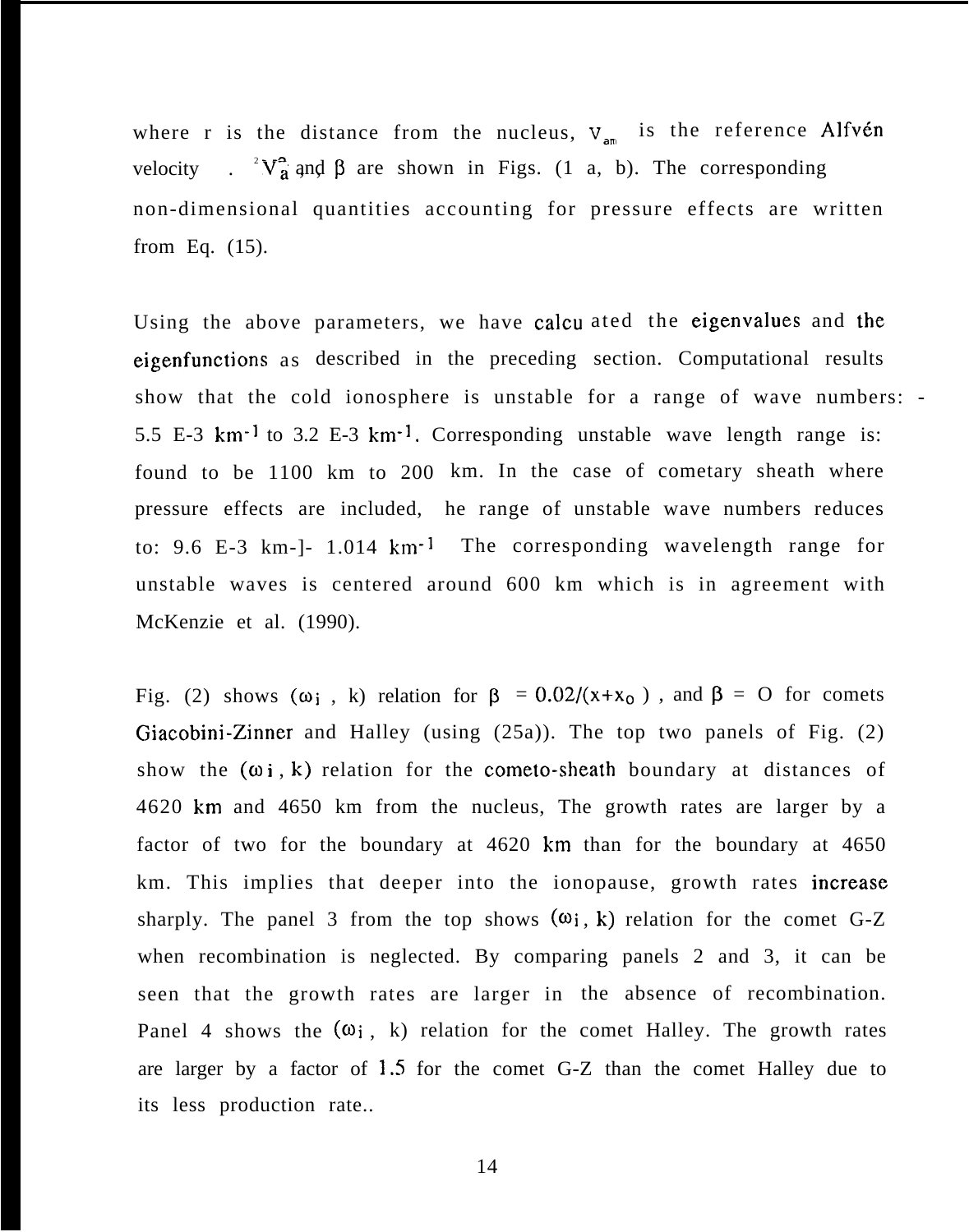where r is the distance from the nucleus, $V_{am}$ is the reference Alfvén velocity . $^2V_a^2$ and $\beta$ are shown in Figs. (1 a, b). The corresponding non-dimensional quantities accounting for pressure effects are written from Eq. (15).

Using the above parameters, we have calcu ated the eigenvalues and the eigenfunctions as described in the preceding section. Computational results show that the cold ionosphere is unstable for a range of wave numbers: - 5.5 E-3 $km^{-1}$ to 3.2 E-3 $km^{-1}$. Corresponding unstable wave length range is: found to be 1100 km to 200 km. In the case of cometary sheath where pressure effects are included, he range of unstable wave numbers reduces to: 9.6 E-3 km-]- 1.014 $km^{-1}$ The corresponding wavelength range for unstable waves is centered around 600 km which is in agreement with McKenzie et al. (1990).

Fig. (2) shows ($\omega_i$ , k) relation for $\beta = 0.02/(x+x_0)$ , and $\beta$ = O for comets Giacobini-Zinner and Halley (using (25a)). The top two panels of Fig. (2) show the ($\omega_i$, k) relation for the cometo-sheath boundary at distances of 4620 km and 4650 km from the nucleus, The growth rates are larger by a factor of two for the boundary at 4620 km than for the boundary at 4650 km. This implies that deeper into the ionopause, growth rates increase sharply. The panel 3 from the top shows ($\omega_i$, k) relation for the comet G-Z when recombination is neglected. By comparing panels 2 and 3, it can be seen that the growth rates are larger in the absence of recombination. Panel 4 shows the ($\omega_i$ , k) relation for the comet Halley. The growth rates are larger by a factor of 1.5 for the comet G-Z than the comet Halley due to its less production rate..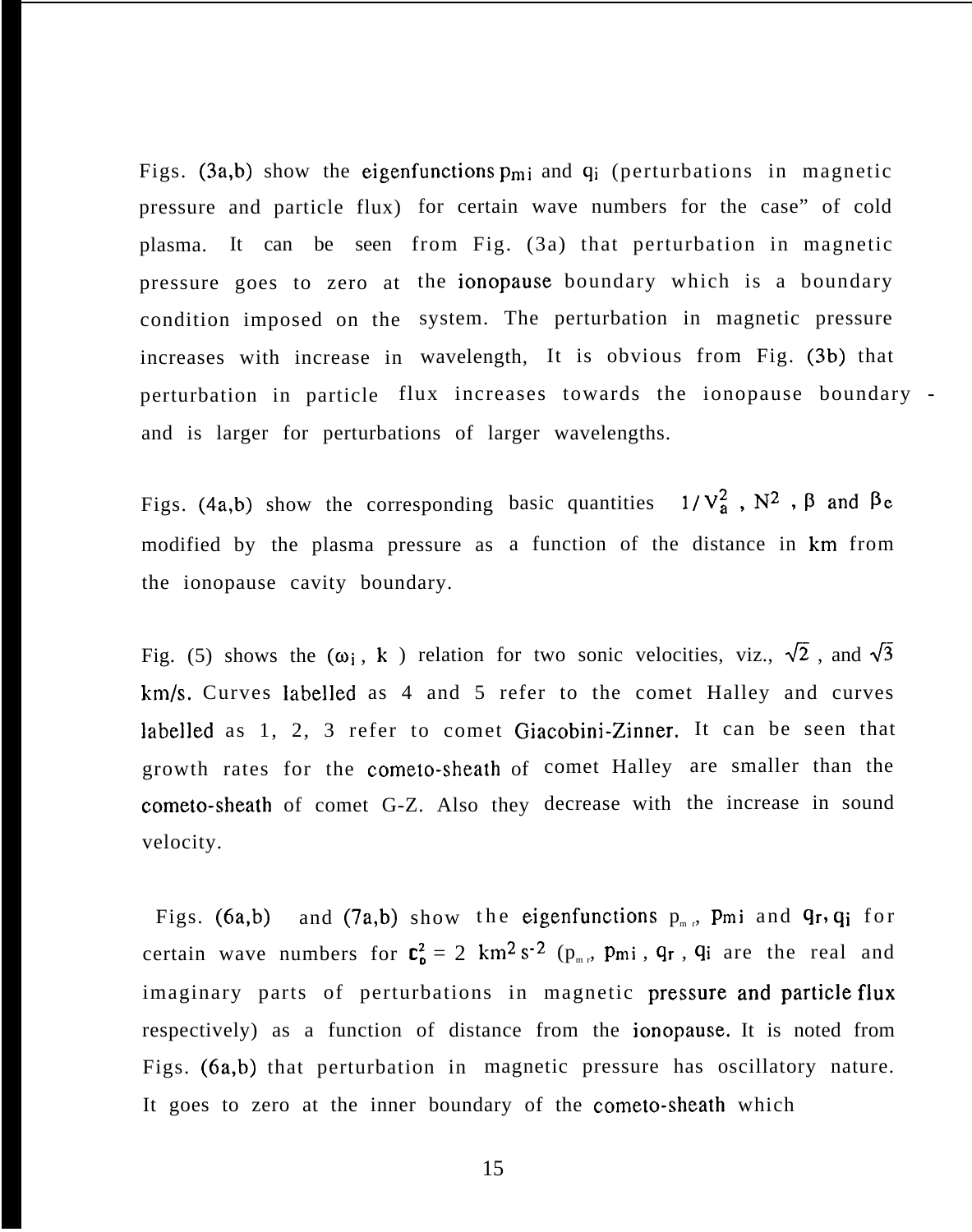Figs. (3a,b) show the eigenfunctions $p_{mi}$ and $q_i$ (perturbations in magnetic pressure and particle flux) for certain wave numbers for the case" of cold plasma. It can be seen from Fig. (3a) that perturbation in magnetic pressure goes to zero at the ionopause boundary which is a boundary condition imposed on the system. The perturbation in magnetic pressure increases with increase in wavelength, It is obvious from Fig. (3b) that perturbation in particle flux increases towards the ionopause boundary - and is larger for perturbations of larger wavelengths.

Figs. (4a,b) show the corresponding basic quantities $1/V_a^2$ , $N^2$ , $\beta$ and $\beta_c$ modified by the plasma pressure as a function of the distance in km from the ionopause cavity boundary.

Fig. (5) shows the ($\omega_i$ , k ) relation for two sonic velocities, viz., $\sqrt{2}$ , and $\sqrt{3}$ km/s. Curves labelled as 4 and 5 refer to the comet Halley and curves labelled as 1, 2, 3 refer to comet Giacobini-Zinner. It can be seen that growth rates for the cometo-sheath of comet Halley are smaller than the cometo-sheath of comet G-Z. Also they decrease with the increase in sound velocity.

Figs. (6a,b) and (7a,b) show the eigenfunctions $p_{mr}$, $p_{mi}$ and $q_r, q_i$ for certain wave numbers for $c_0^2 = 2$ $km^2 s^{-2}$ ($p_{mr}$, $p_{mi}$ , $q_r$ , $q_i$ are the real and imaginary parts of perturbations in magnetic pressure and particle flux respectively) as a function of distance from the ionopause. It is noted from Figs. (6a,b) that perturbation in magnetic pressure has oscillatory nature. It goes to zero at the inner boundary of the cometo-sheath which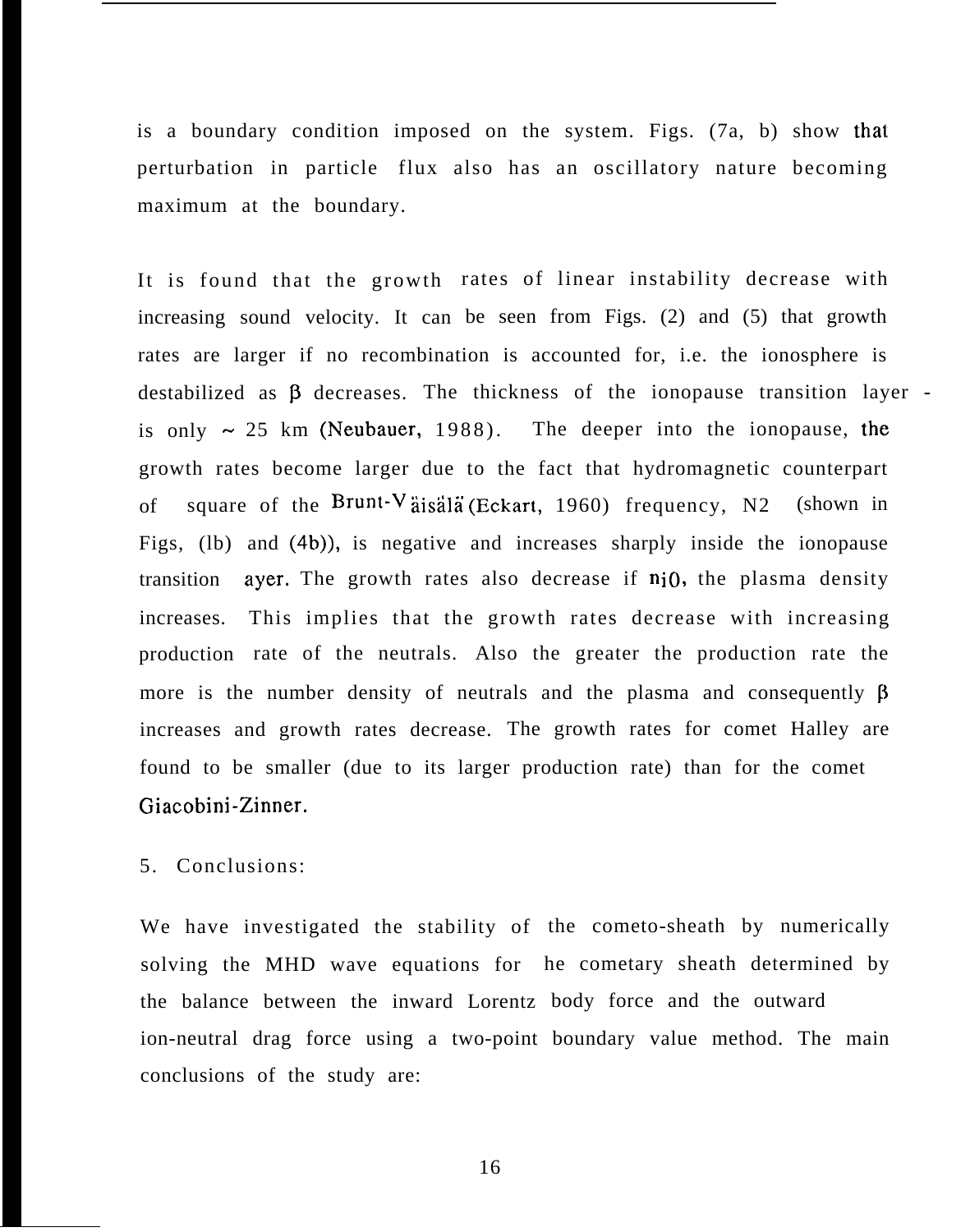is a boundary condition imposed on the system. Figs. (7a, b) show that perturbation in particle flux also has an oscillatory nature becoming maximum at the boundary.

It is found that the growth rates of linear instability decrease with increasing sound velocity. It can be seen from Figs. (2) and (5) that growth rates are larger if no recombination is accounted for, i.e. the ionosphere is destabilized as $\beta$ decreases. The thickness of the ionopause transition layer is only ~ 25 km (Neubauer, 1988). The deeper into the ionopause, the growth rates become larger due to the fact that hydromagnetic counterpart of square of the Brunt-Väisälä (Eckart, 1960) frequency, $N^2$ (shown in Figs, (1b) and (4b)), is negative and increases sharply inside the ionopause transition ayer. The growth rates also decrease if $n_{i0}$, the plasma density increases. This implies that the growth rates decrease with increasing production rate of the neutrals. Also the greater the production rate the more is the number density of neutrals and the plasma and consequently $\beta$ increases and growth rates decrease. The growth rates for comet Halley are found to be smaller (due to its larger production rate) than for the comet Giacobini-Zinner.

## 5. Conclusions:

We have investigated the stability of the cometo-sheath by numerically solving the MHD wave equations for he cometary sheath determined by the balance between the inward Lorentz body force and the outward ion-neutral drag force using a two-point boundary value method. The main conclusions of the study are: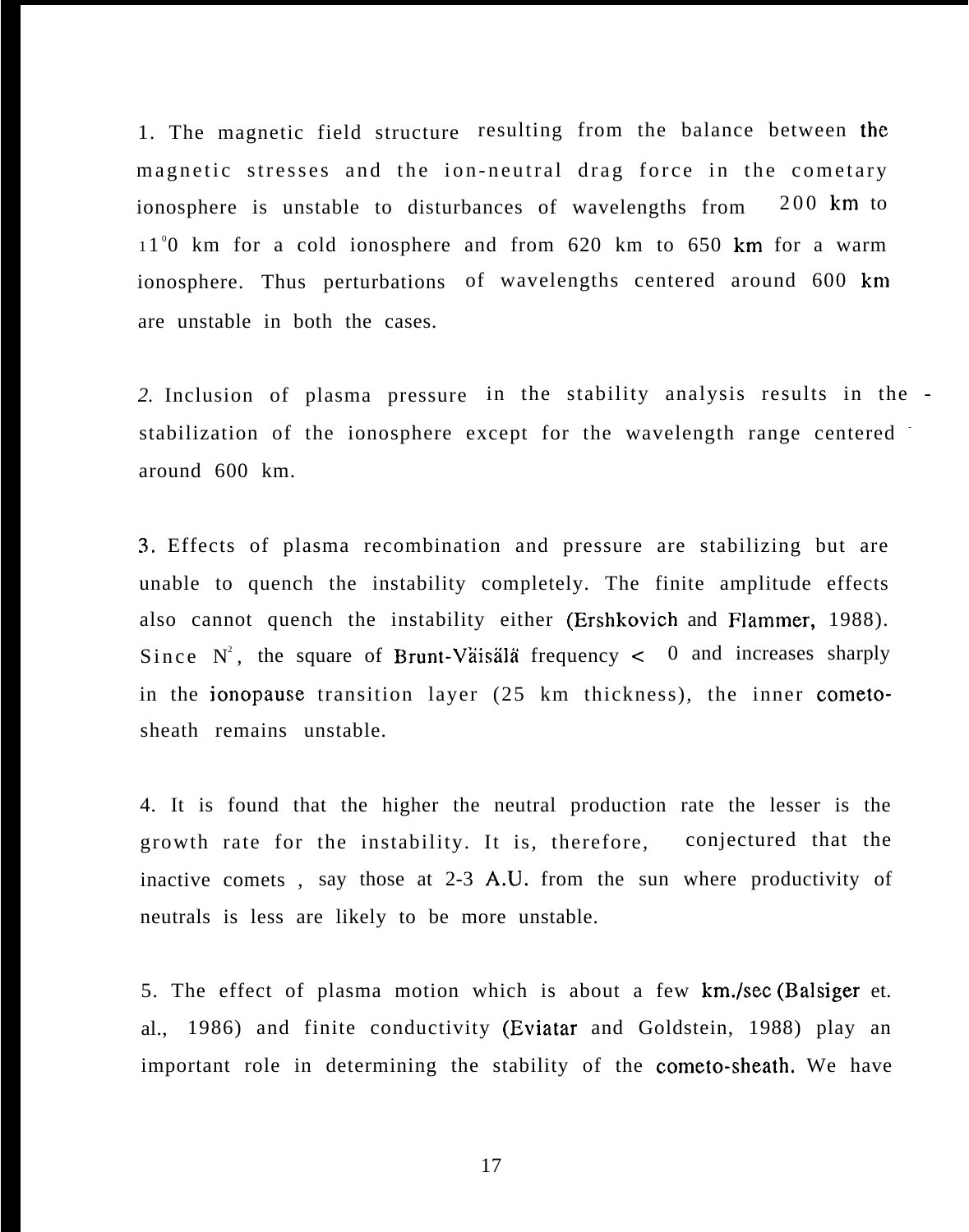1. The magnetic field structure resulting from the balance between the magnetic stresses and the ion-neutral drag force in the cometary ionosphere is unstable to disturbances of wavelengths from 200 km to 1100 km for a cold ionosphere and from 620 km to 650 km for a warm ionosphere. Thus perturbations of wavelengths centered around 600 km are unstable in both the cases.

2. Inclusion of plasma pressure in the stability analysis results in the stabilization of the ionosphere except for the wavelength range centered around 600 km.

3. Effects of plasma recombination and pressure are stabilizing but are unable to quench the instability completely. The finite amplitude effects also cannot quench the instability either (Ershkovich and Flammer, 1988). Since $N^2$, the square of Brunt-Väisälä frequency $< 0$ and increases sharply in the ionopause transition layer (25 km thickness), the inner cometo-sheath remains unstable.

4. It is found that the higher the neutral production rate the lesser is the growth rate for the instability. It is, therefore, conjectured that the inactive comets , say those at 2-3 A.U. from the sun where productivity of neutrals is less are likely to be more unstable.

5. The effect of plasma motion which is about a few km./sec (Balsiger et. al., 1986) and finite conductivity (Eviatar and Goldstein, 1988) play an important role in determining the stability of the cometo-sheath. We have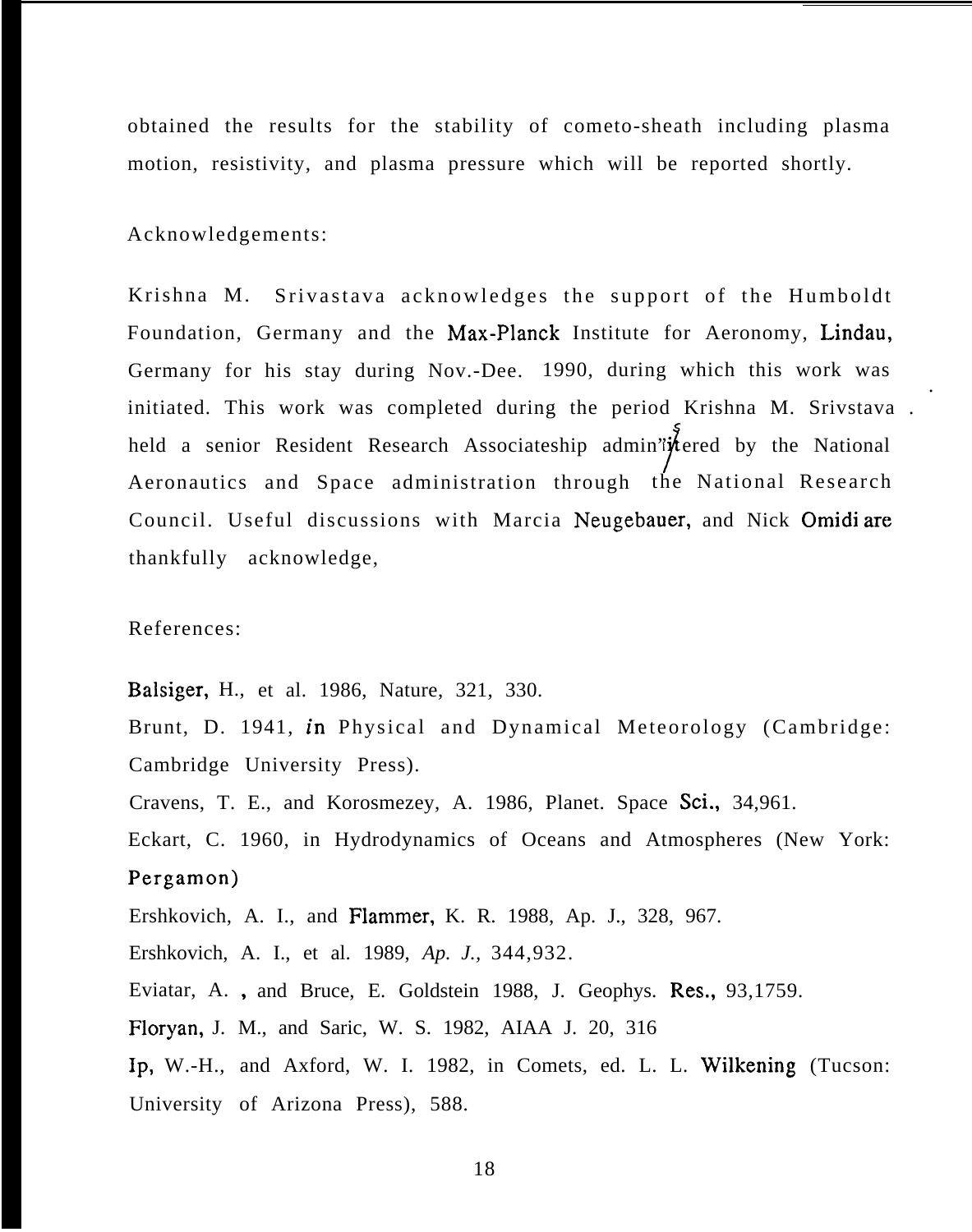obtained the results for the stability of cometo-sheath including plasma motion, resistivity, and plasma pressure which will be reported shortly.

Acknowledgements:

Krishna M. Srivastava acknowledges the support of the Humboldt Foundation, Germany and the Max-Planck Institute for Aeronomy, Lindau, Germany for his stay during Nov.-Dee. 1990, during which this work was initiated. This work was completed during the period Krishna M. Srivstava held a senior Resident Research Associateship administered by the National Aeronautics and Space administration through the National Research Council. Useful discussions with Marcia Neugebauer, and Nick Omidi are thankfully acknowledge,

References:

Balsiger, H., et al. 1986, Nature, 321, 330.

Brunt, D. 1941, *in* Physical and Dynamical Meteorology (Cambridge: Cambridge University Press).

Cravens, T. E., and Korosmezey, A. 1986, Planet. Space Sci., 34,961.

Eckart, C. 1960, in Hydrodynamics of Oceans and Atmospheres (New York: Pergamon)

Ershkovich, A. I., and Flammer, K. R. 1988, Ap. J., 328, 967.

Ershkovich, A. I., et al. 1989, *Ap. J.*, 344,932.

Eviatar, A. , and Bruce, E. Goldstein 1988, J. Geophys. Res., 93,1759.

Floryan, J. M., and Saric, W. S. 1982, AIAA J. 20, 316

Ip, W.-H., and Axford, W. I. 1982, in Comets, ed. L. L. Wilkening (Tucson: University of Arizona Press), 588.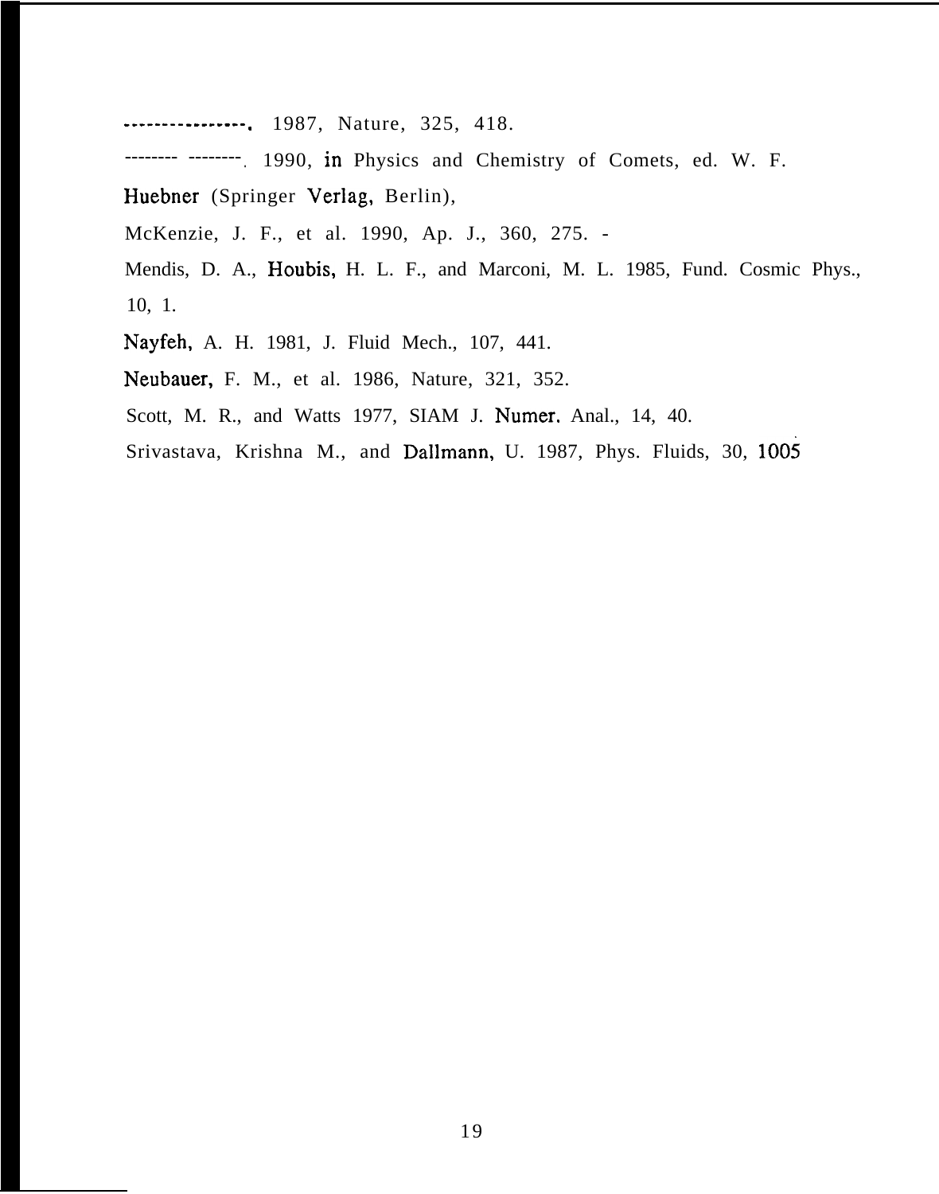----------------. 1987, Nature, 325, 418.

-------- --------. 1990, in Physics and Chemistry of Comets, ed. W. F. Huebner (Springer Verlag, Berlin),

McKenzie, J. F., et al. 1990, Ap. J., 360, 275. -

Mendis, D. A., Houbis, H. L. F., and Marconi, M. L. 1985, Fund. Cosmic Phys., 10, 1.

Nayfeh, A. H. 1981, J. Fluid Mech., 107, 441.

Neubauer, F. M., et al. 1986, Nature, 321, 352.

Scott, M. R., and Watts 1977, SIAM J. Numer. Anal., 14, 40.

Srivastava, Krishna M., and Dallmann, U. 1987, Phys. Fluids, 30, 1005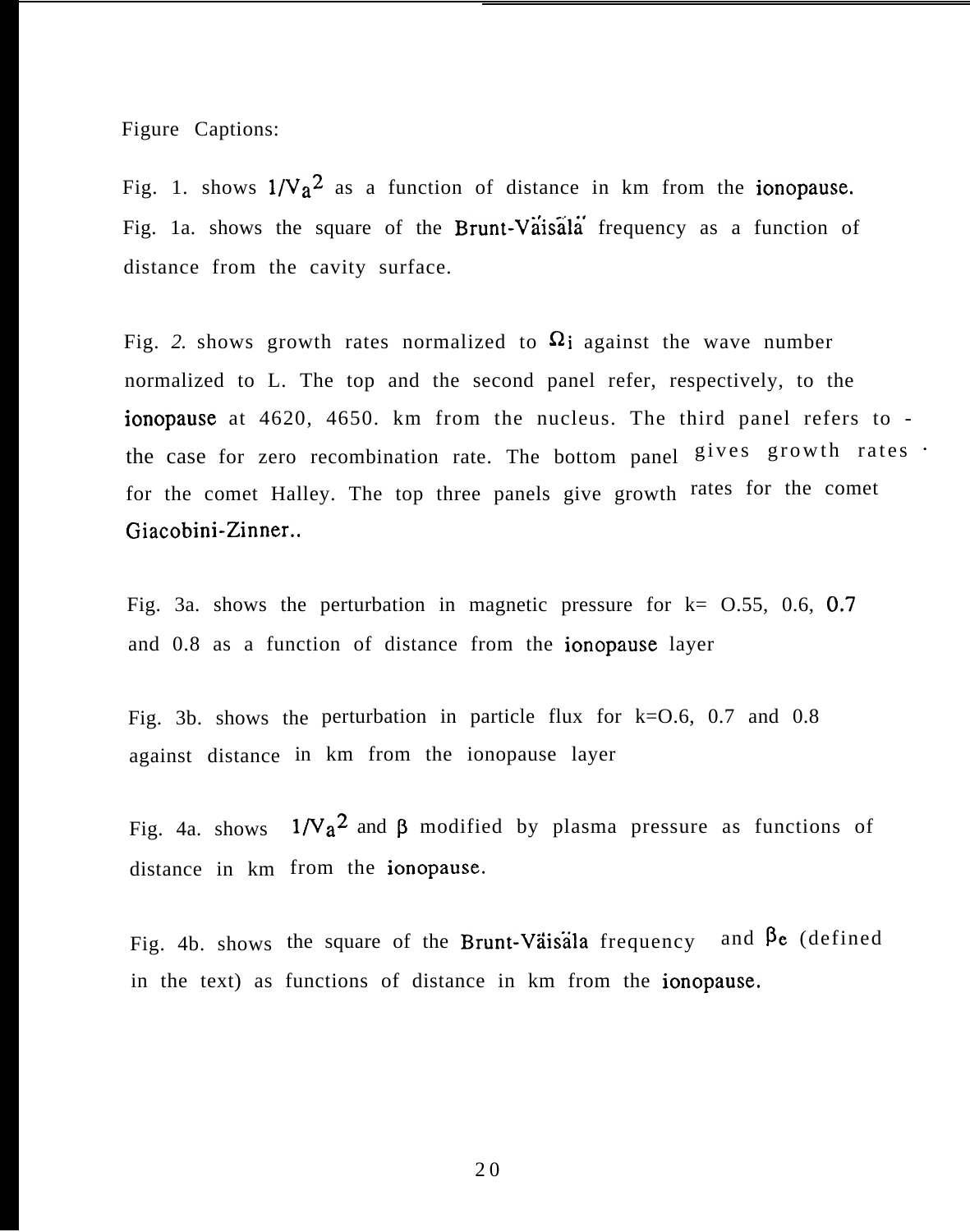Figure Captions:

Fig. 1. shows $1/V_a^2$ as a function of distance in km from the ionopause.
Fig. 1a. shows the square of the Brunt-Väisälä frequency as a function of distance from the cavity surface.

Fig. 2. shows growth rates normalized to $\Omega_i$ against the wave number normalized to L. The top and the second panel refer, respectively, to the ionopause at 4620, 4650. km from the nucleus. The third panel refers to - the case for zero recombination rate. The bottom panel gives growth rates · for the comet Halley. The top three panels give growth rates for the comet Giacobini-Zinner..

Fig. 3a. shows the perturbation in magnetic pressure for k= O.55, 0.6, 0.7 and 0.8 as a function of distance from the ionopause layer

Fig. 3b. shows the perturbation in particle flux for k=O.6, 0.7 and 0.8 against distance in km from the ionopause layer

Fig. 4a. shows $1/V_a^2$ and $\beta$ modified by plasma pressure as functions of distance in km from the ionopause.

Fig. 4b. shows the square of the Brunt-Väisäla frequency and $\beta_e$ (defined in the text) as functions of distance in km from the ionopause.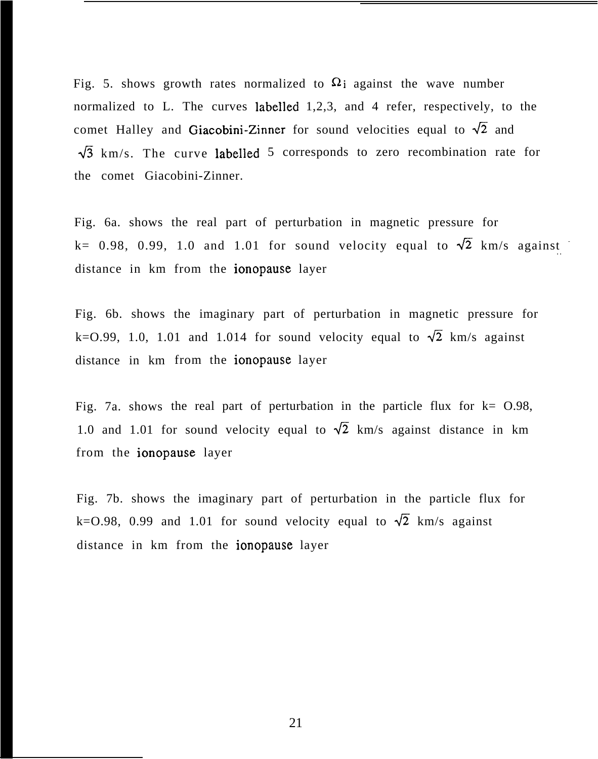Fig. 5. shows growth rates normalized to $\Omega_i$ against the wave number normalized to L. The curves labelled 1,2,3, and 4 refer, respectively, to the comet Halley and Giacobini-Zinner for sound velocities equal to $\sqrt{2}$ and $\sqrt{3}$ km/s. The curve labelled 5 corresponds to zero recombination rate for the comet Giacobini-Zinner.

Fig. 6a. shows the real part of perturbation in magnetic pressure for k= 0.98, 0.99, 1.0 and 1.01 for sound velocity equal to $\sqrt{2}$ km/s against distance in km from the ionopause layer

Fig. 6b. shows the imaginary part of perturbation in magnetic pressure for k=O.99, 1.0, 1.01 and 1.014 for sound velocity equal to $\sqrt{2}$ km/s against distance in km from the ionopause layer

Fig. 7a. shows the real part of perturbation in the particle flux for k= O.98, 1.0 and 1.01 for sound velocity equal to $\sqrt{2}$ km/s against distance in km from the ionopause layer

Fig. 7b. shows the imaginary part of perturbation in the particle flux for k=O.98, 0.99 and 1.01 for sound velocity equal to $\sqrt{2}$ km/s against distance in km from the ionopause layer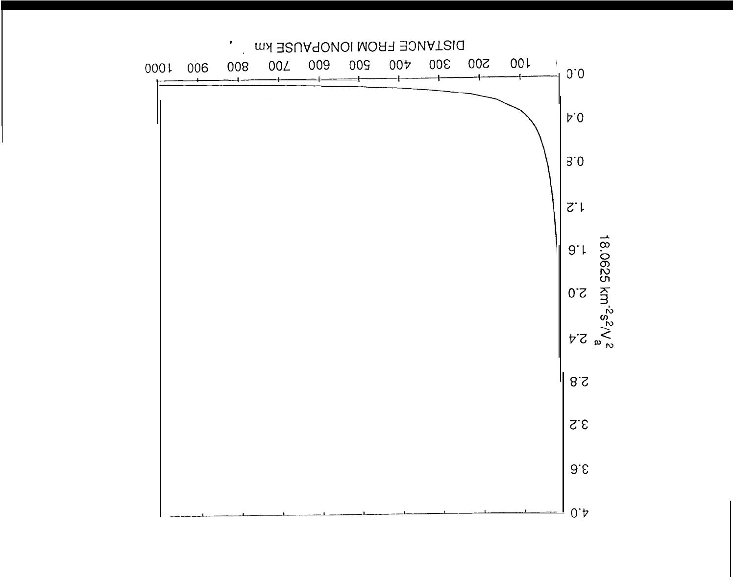DISTANCE FROM IONOPAUSE km

18.0625 $km^{-2}s^2/V_a^2$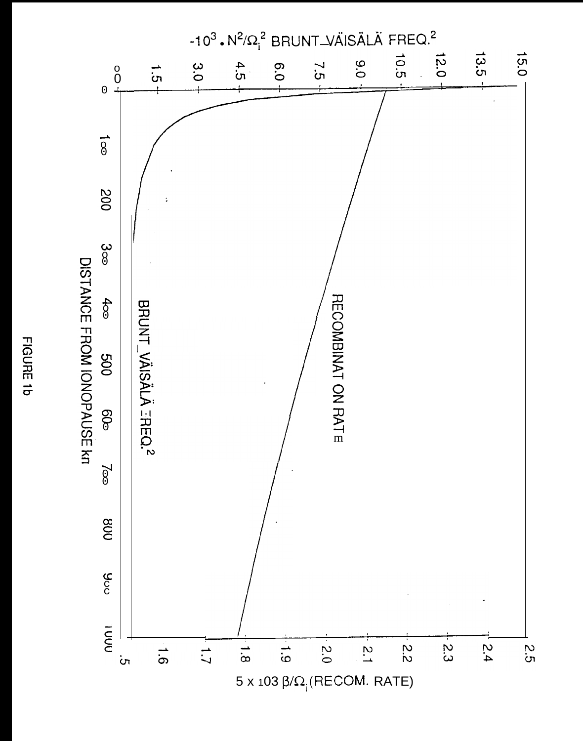$-10^3 \cdot N^2/\Omega_i^2$ BRUNT_VÄISÄLÄ FREQ.$^2$

RECOMBINAT ON RATE

BRUNT_VÄISÄLÄ FREQ.$^2$

DISTANCE FROM IONOPAUSE km

$5 \times 10^3\ \beta/\Omega_i$ (RECOM. RATE)

FIGURE 1b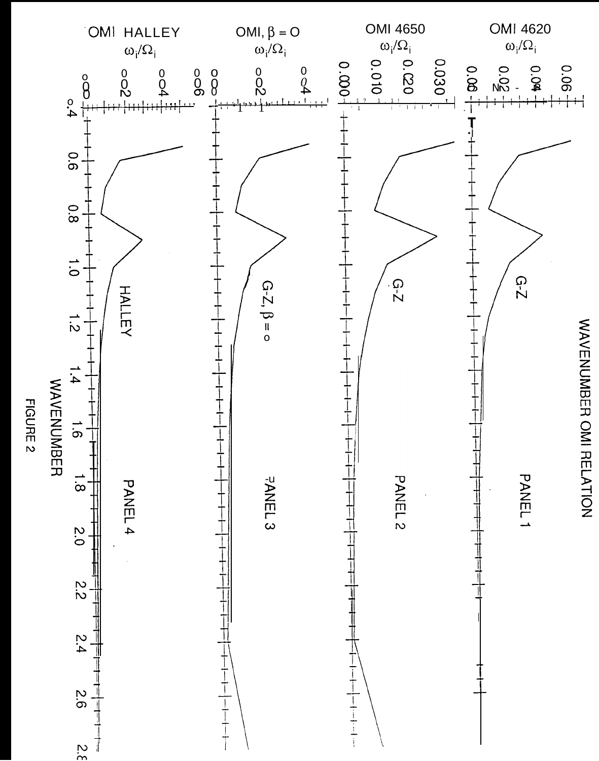WAVENUMBER OMI RELATION

FIGURE 2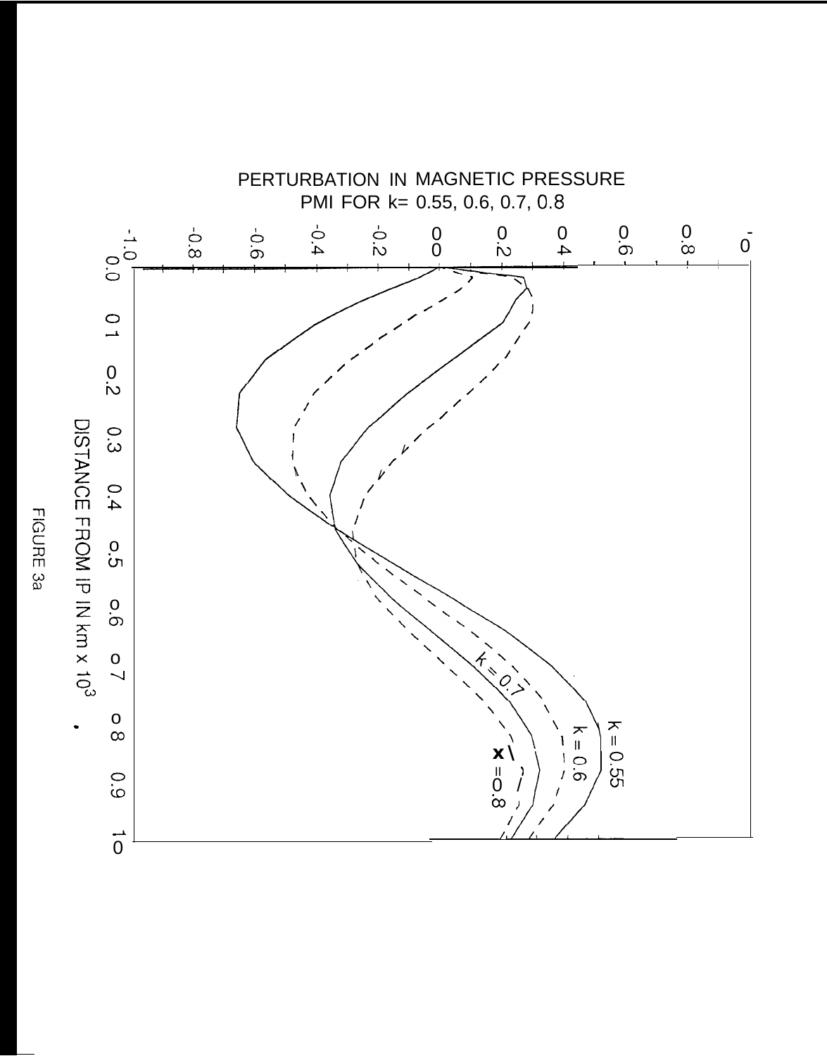PERTURBATION IN MAGNETIC PRESSURE

PMI FOR k= 0.55, 0.6, 0.7, 0.8

DISTANCE FROM IP IN km x $10^3$

FIGURE 3a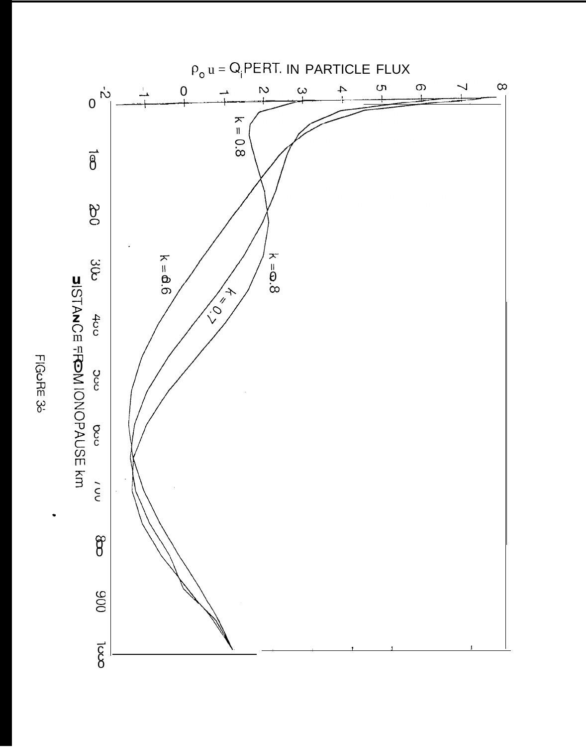$\rho_o u = Q_i$ PERT. IN PARTICLE FLUX

k = 0.8

k = 0.8

k = 0.7

k = 0.6

DISTANCE FROM IONOPAUSE km

FIGURE 3c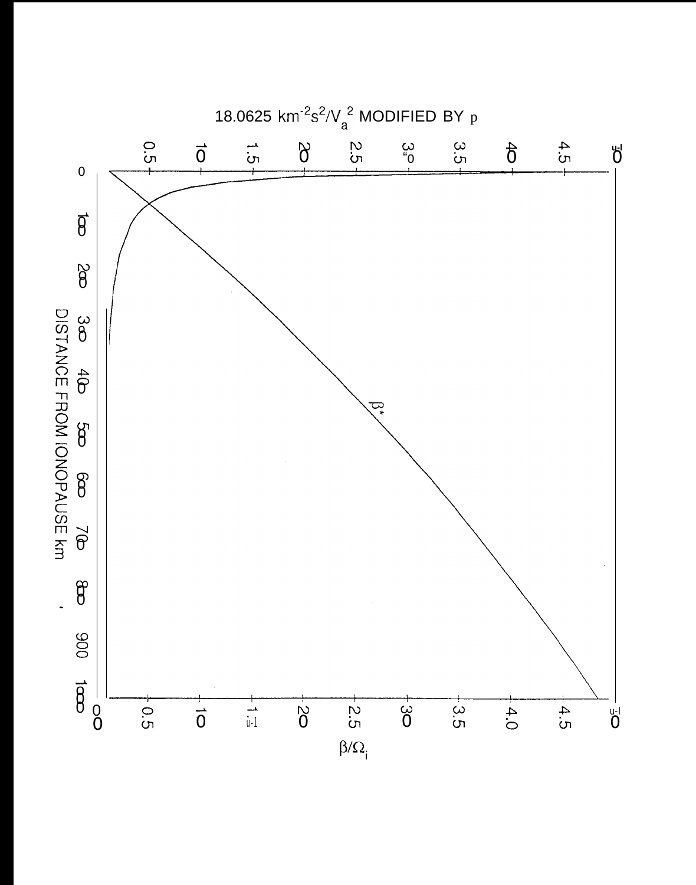18.0625 $km^{-2}s^{2}/V_a^{\,2}$ MODIFIED BY p

| | | | | | | | | | | |
|---|---|---|---|---|---|---|---|---|---|---|
| 0.5 | 1.0 | 1.5 | 2.0 | 2.5 | 3.0 | 3.5 | 4.0 | 4.5 | 5.0 | |

$\beta^*$

DISTANCE FROM IONOPAUSE km

0, 100, 200, 300, 400, 500, 600, 700, 800, 900, 1000

0, 0.5, 1.0, 1.5, 2.0, 2.5, 3.0, 3.5, 4.0, 4.5, 5.0

$\beta/\Omega_i$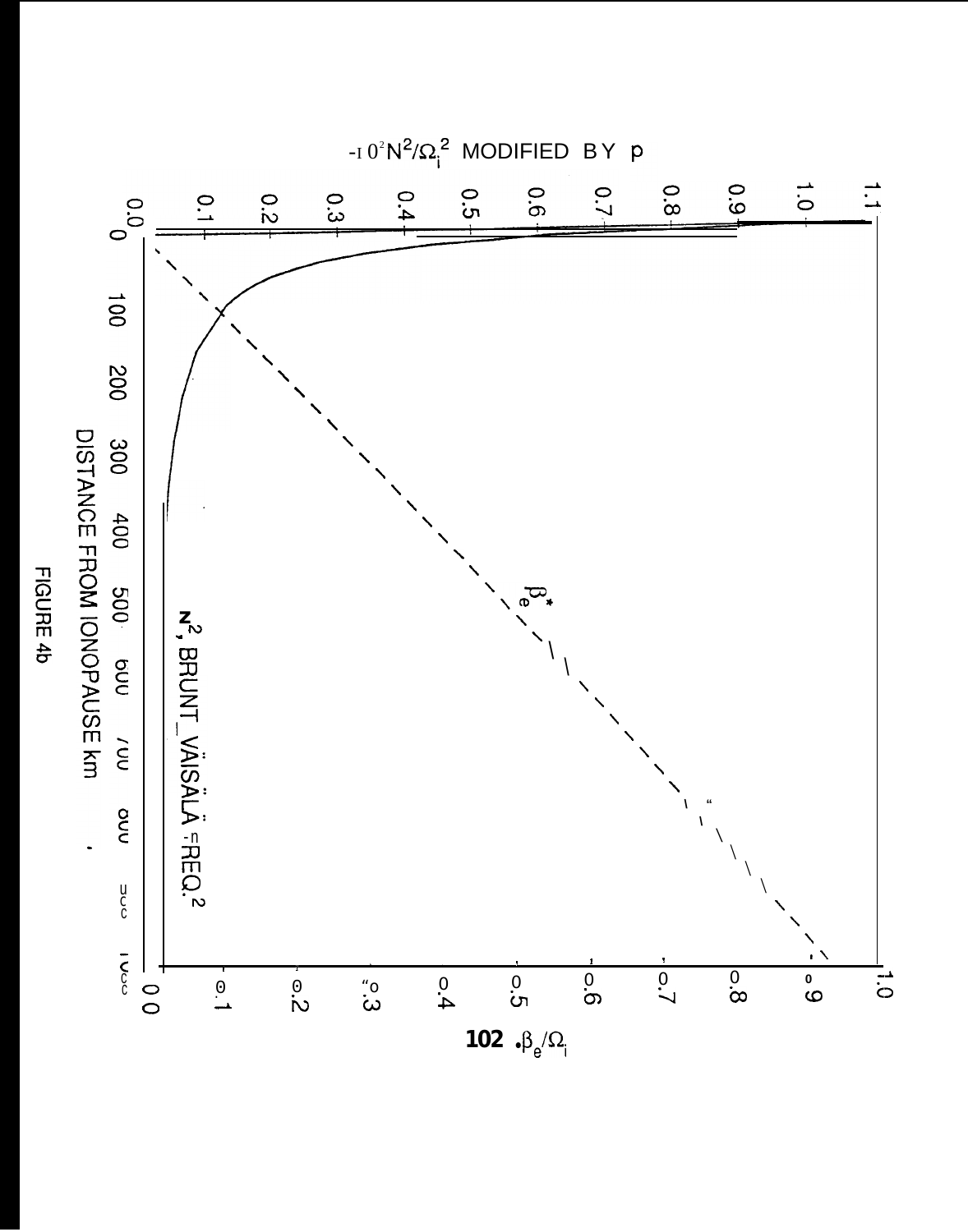$-10^2 N^2/\Omega_i^2$ MODIFIED BY p

$\beta_e^*$

$N^2$, BRUNT_VÄISÄLÄ FREQ.$^2$

DISTANCE FROM IONOPAUSE km

$10^2 \cdot \beta_e/\Omega_i$

FIGURE 4b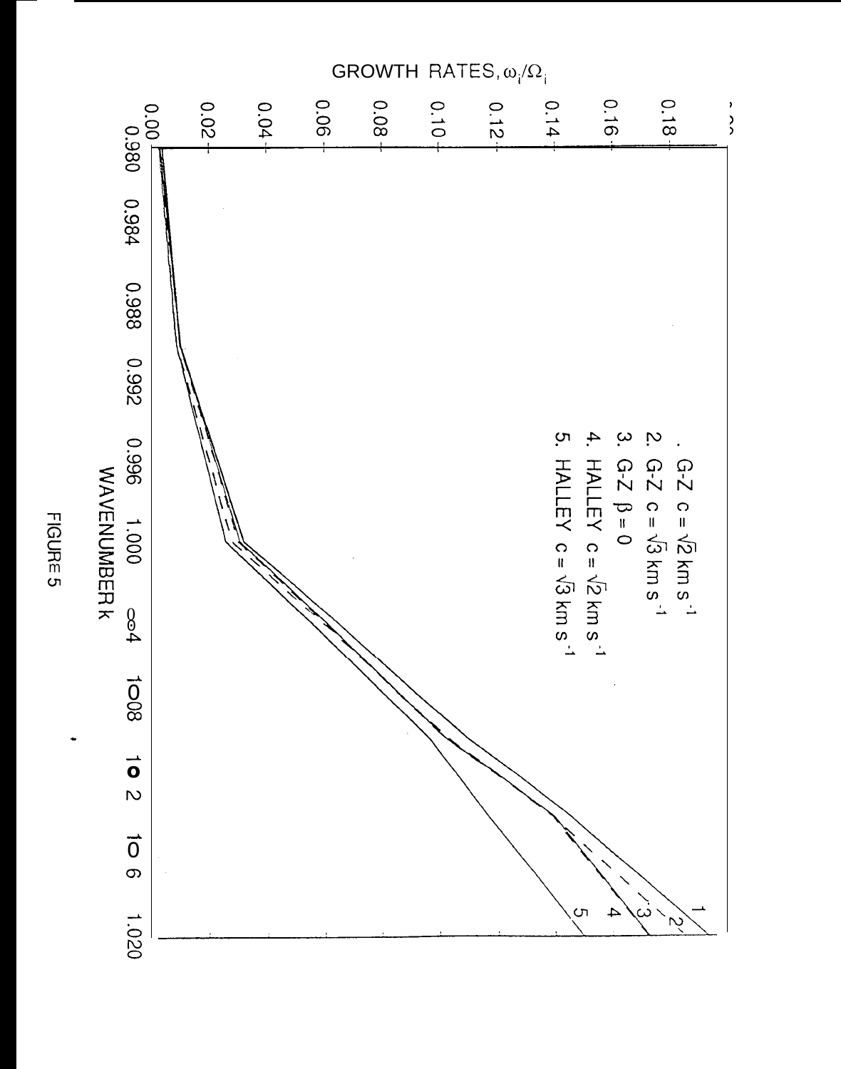GROWTH RATES, $\omega_i/\Omega_i$

1. G-Z $c = \sqrt{2}$ km s$^{-1}$
2. G-Z $c = \sqrt{3}$ km s$^{-1}$
3. G-Z $\beta = 0$
4. HALLEY $c = \sqrt{2}$ km s$^{-1}$
5. HALLEY $c = \sqrt{3}$ km s$^{-1}$

WAVENUMBER k

FIGURE 5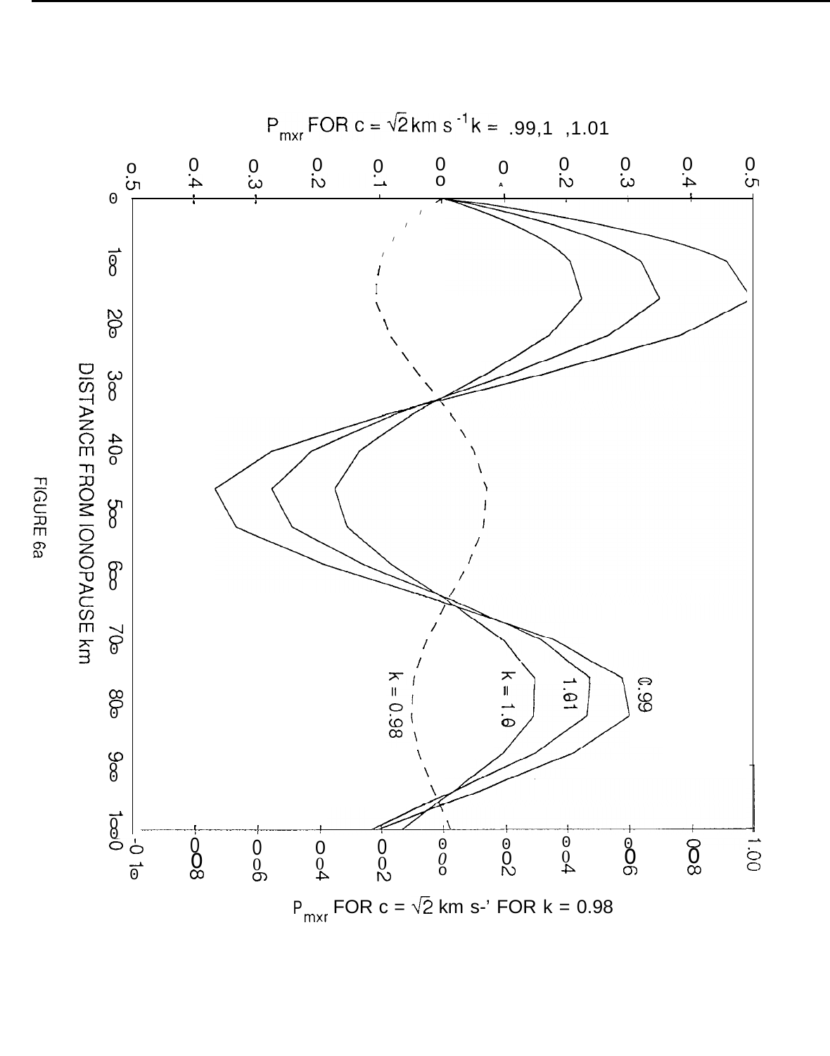$P_{mxr}$ FOR $c = \sqrt{2}$ km s$^{-1}$ k = .99,1 ,1.01

DISTANCE FROM IONOPAUSE km

$P_{mxr}$ FOR $c = \sqrt{2}$ km s$^{-1}$ FOR k = 0.98

FIGURE 6a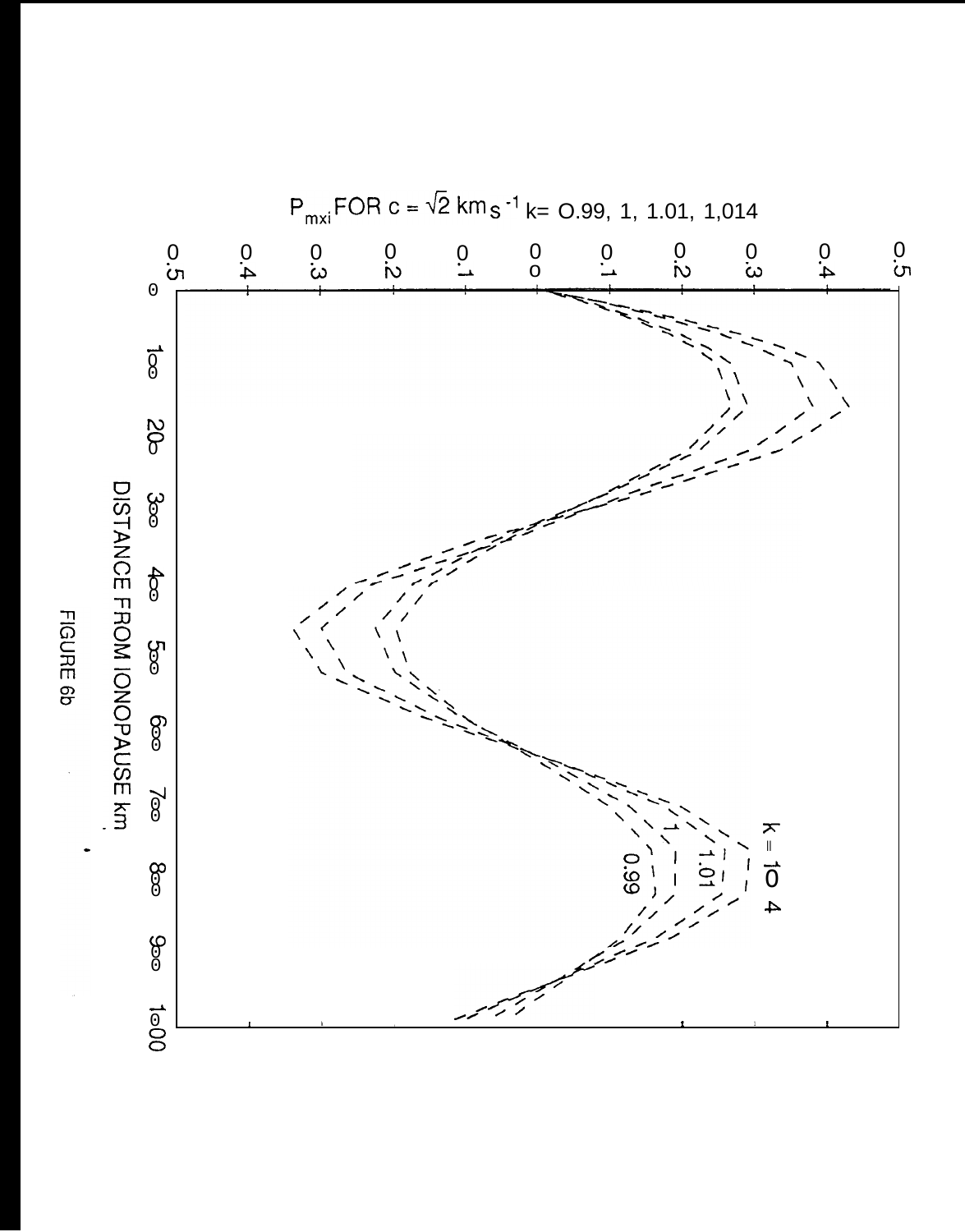$P_{mxi}$ FOR $c = \sqrt{2}$ km s$^{-1}$ k= 0.99, 1, 1.01, 1.014

DISTANCE FROM IONOPAUSE km

FIGURE 6b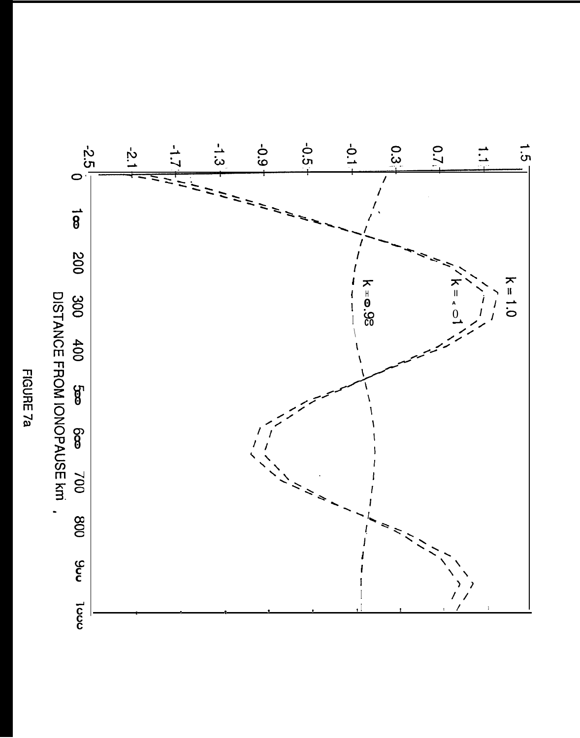FIGURE 7a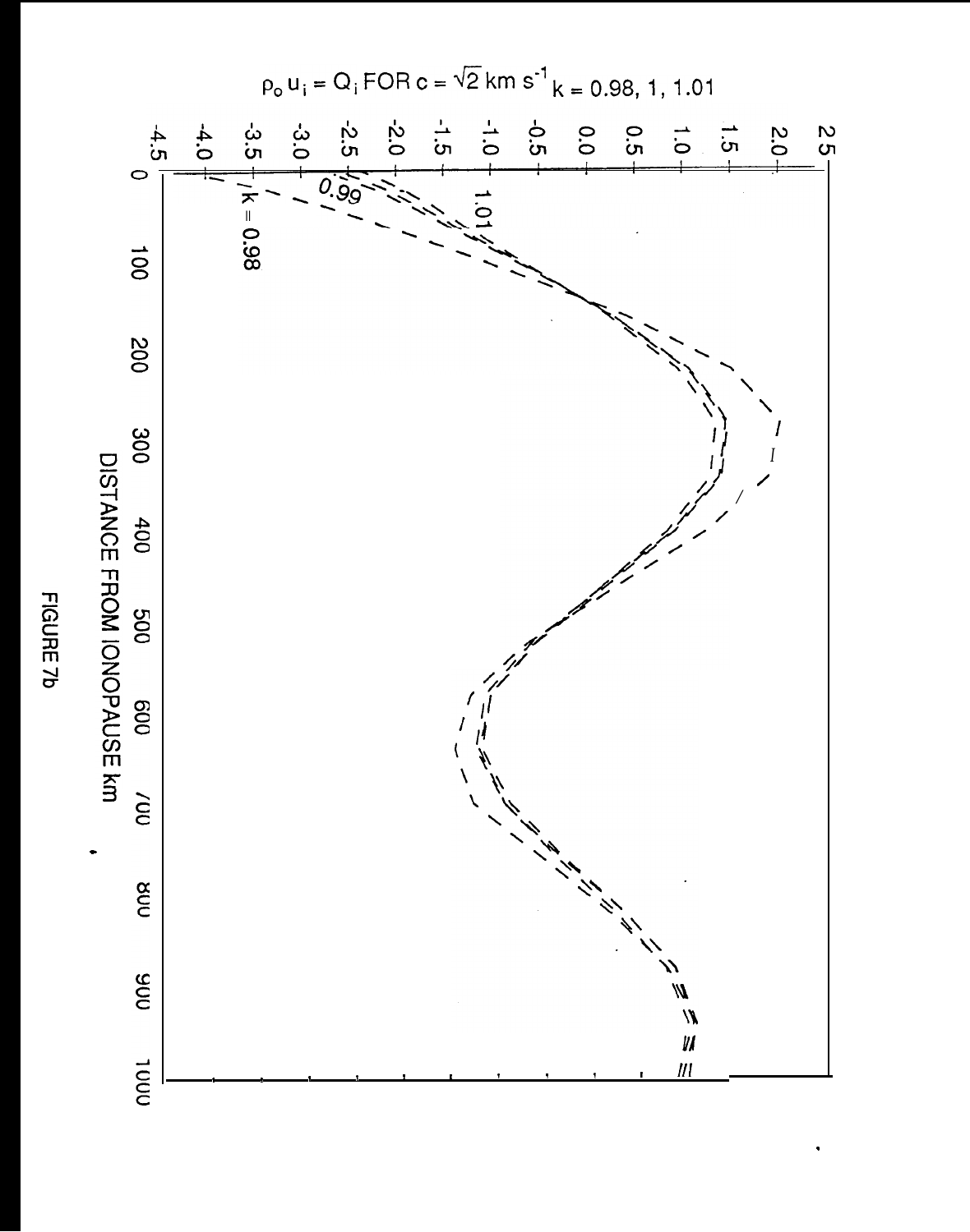$\rho_o u_i = Q_i$ FOR $c = \sqrt{2}$ km s$^{-1}$ k = 0.98, 1, 1.01

2.5
2.0
1.5
1.0
0.5
0.0
-0.5
-1.0
-1.5
-2.0
-2.5
-3.0
-3.5
-4.0
-4.5

0.99
1.01
k = 0.98

0
100
200
300
400
500
600
700
800
900
1000

DISTANCE FROM IONOPAUSE km

FIGURE 7b